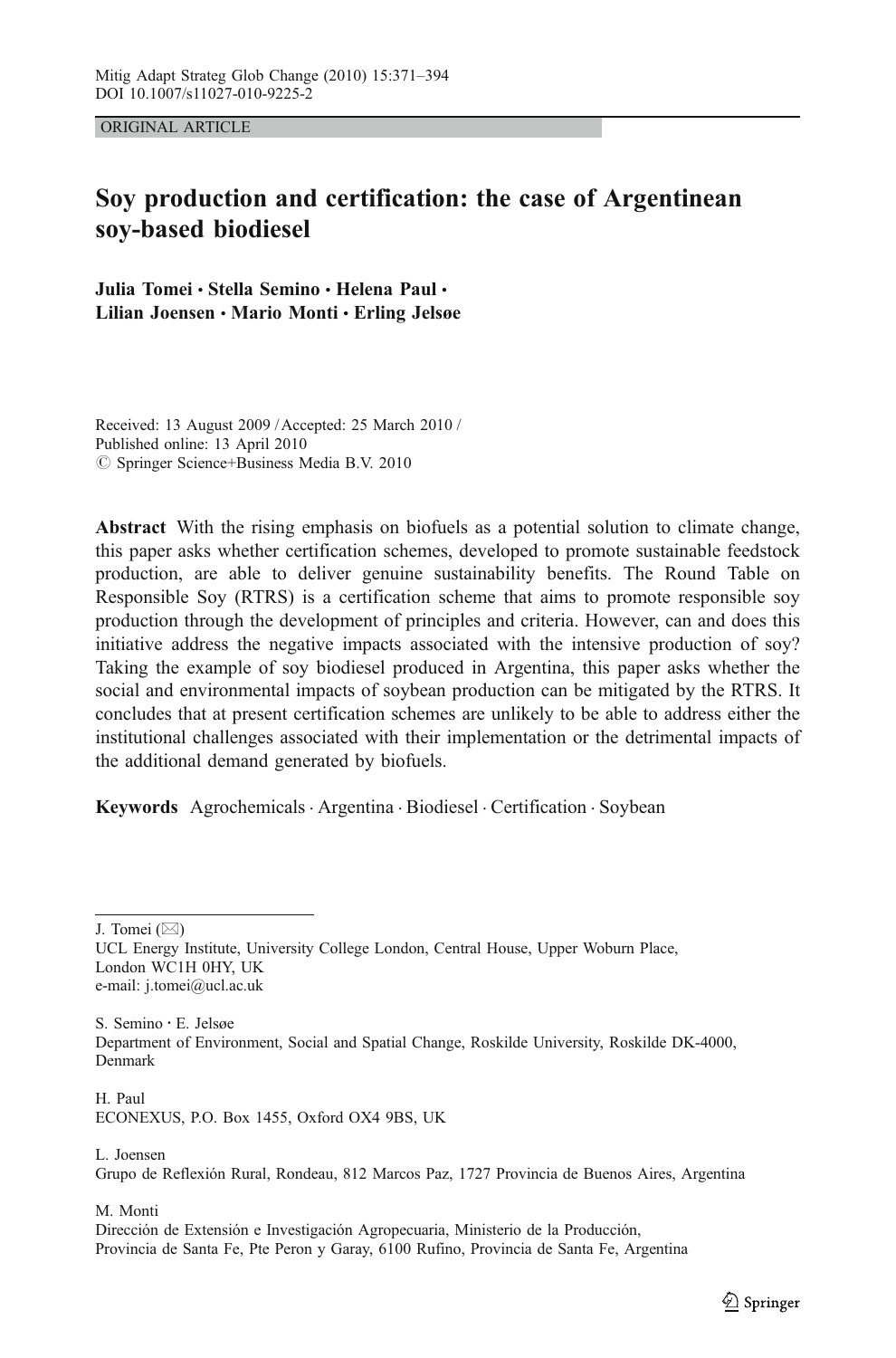ORIGINAL ARTICLE

# Soy production and certification: the case of Argentinean soy-based biodiesel

**Julia Tomei · Stella Semino · Helena Paul · Lilian Joensen · Mario Monti · Erling Jelsøe**

Received: 13 August 2009 / Accepted: 25 March 2010 /
Published online: 13 April 2010
© Springer Science+Business Media B.V. 2010

**Abstract** With the rising emphasis on biofuels as a potential solution to climate change, this paper asks whether certification schemes, developed to promote sustainable feedstock production, are able to deliver genuine sustainability benefits. The Round Table on Responsible Soy (RTRS) is a certification scheme that aims to promote responsible soy production through the development of principles and criteria. However, can and does this initiative address the negative impacts associated with the intensive production of soy? Taking the example of soy biodiesel produced in Argentina, this paper asks whether the social and environmental impacts of soybean production can be mitigated by the RTRS. It concludes that at present certification schemes are unlikely to be able to address either the institutional challenges associated with their implementation or the detrimental impacts of the additional demand generated by biofuels.

**Keywords** Agrochemicals · Argentina · Biodiesel · Certification · Soybean

J. Tomei (✉)
UCL Energy Institute, University College London, Central House, Upper Woburn Place, London WC1H 0HY, UK
e-mail: j.tomei@ucl.ac.uk

S. Semino · E. Jelsøe
Department of Environment, Social and Spatial Change, Roskilde University, Roskilde DK-4000, Denmark

H. Paul
ECONEXUS, P.O. Box 1455, Oxford OX4 9BS, UK

L. Joensen
Grupo de Reflexión Rural, Rondeau, 812 Marcos Paz, 1727 Provincia de Buenos Aires, Argentina

M. Monti
Dirección de Extensión e Investigación Agropecuaria, Ministerio de la Producción, Provincia de Santa Fe, Pte Peron y Garay, 6100 Rufino, Provincia de Santa Fe, Argentina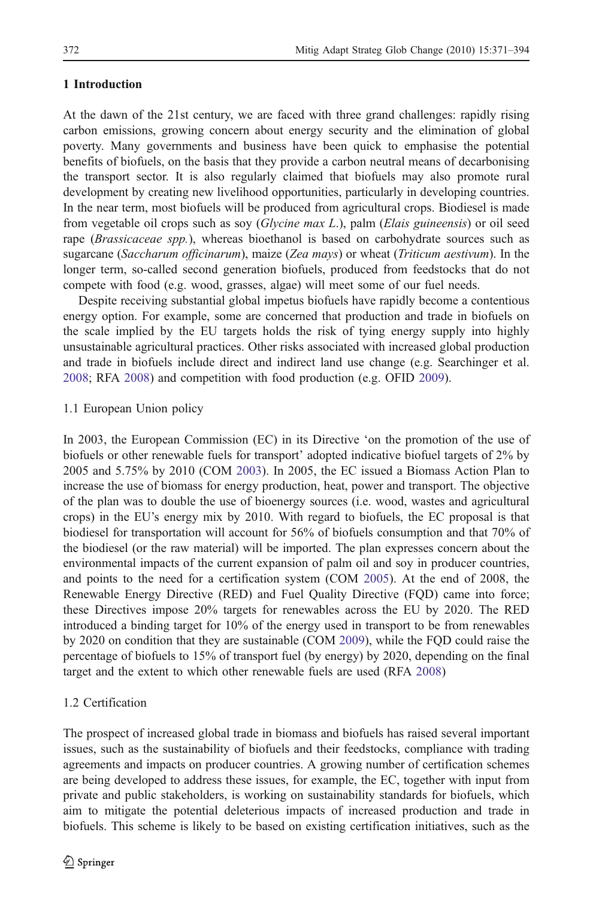## 1 Introduction

At the dawn of the 21st century, we are faced with three grand challenges: rapidly rising carbon emissions, growing concern about energy security and the elimination of global poverty. Many governments and business have been quick to emphasise the potential benefits of biofuels, on the basis that they provide a carbon neutral means of decarbonising the transport sector. It is also regularly claimed that biofuels may also promote rural development by creating new livelihood opportunities, particularly in developing countries. In the near term, most biofuels will be produced from agricultural crops. Biodiesel is made from vegetable oil crops such as soy (*Glycine max L.*), palm (*Elais guineensis*) or oil seed rape (*Brassicaceae spp.*), whereas bioethanol is based on carbohydrate sources such as sugarcane (*Saccharum officinarum*), maize (*Zea mays*) or wheat (*Triticum aestivum*). In the longer term, so-called second generation biofuels, produced from feedstocks that do not compete with food (e.g. wood, grasses, algae) will meet some of our fuel needs.

Despite receiving substantial global impetus biofuels have rapidly become a contentious energy option. For example, some are concerned that production and trade in biofuels on the scale implied by the EU targets holds the risk of tying energy supply into highly unsustainable agricultural practices. Other risks associated with increased global production and trade in biofuels include direct and indirect land use change (e.g. Searchinger et al. 2008; RFA 2008) and competition with food production (e.g. OFID 2009).

### 1.1 European Union policy

In 2003, the European Commission (EC) in its Directive 'on the promotion of the use of biofuels or other renewable fuels for transport' adopted indicative biofuel targets of 2% by 2005 and 5.75% by 2010 (COM 2003). In 2005, the EC issued a Biomass Action Plan to increase the use of biomass for energy production, heat, power and transport. The objective of the plan was to double the use of bioenergy sources (i.e. wood, wastes and agricultural crops) in the EU's energy mix by 2010. With regard to biofuels, the EC proposal is that biodiesel for transportation will account for 56% of biofuels consumption and that 70% of the biodiesel (or the raw material) will be imported. The plan expresses concern about the environmental impacts of the current expansion of palm oil and soy in producer countries, and points to the need for a certification system (COM 2005). At the end of 2008, the Renewable Energy Directive (RED) and Fuel Quality Directive (FQD) came into force; these Directives impose 20% targets for renewables across the EU by 2020. The RED introduced a binding target for 10% of the energy used in transport to be from renewables by 2020 on condition that they are sustainable (COM 2009), while the FQD could raise the percentage of biofuels to 15% of transport fuel (by energy) by 2020, depending on the final target and the extent to which other renewable fuels are used (RFA 2008)

### 1.2 Certification

The prospect of increased global trade in biomass and biofuels has raised several important issues, such as the sustainability of biofuels and their feedstocks, compliance with trading agreements and impacts on producer countries. A growing number of certification schemes are being developed to address these issues, for example, the EC, together with input from private and public stakeholders, is working on sustainability standards for biofuels, which aim to mitigate the potential deleterious impacts of increased production and trade in biofuels. This scheme is likely to be based on existing certification initiatives, such as the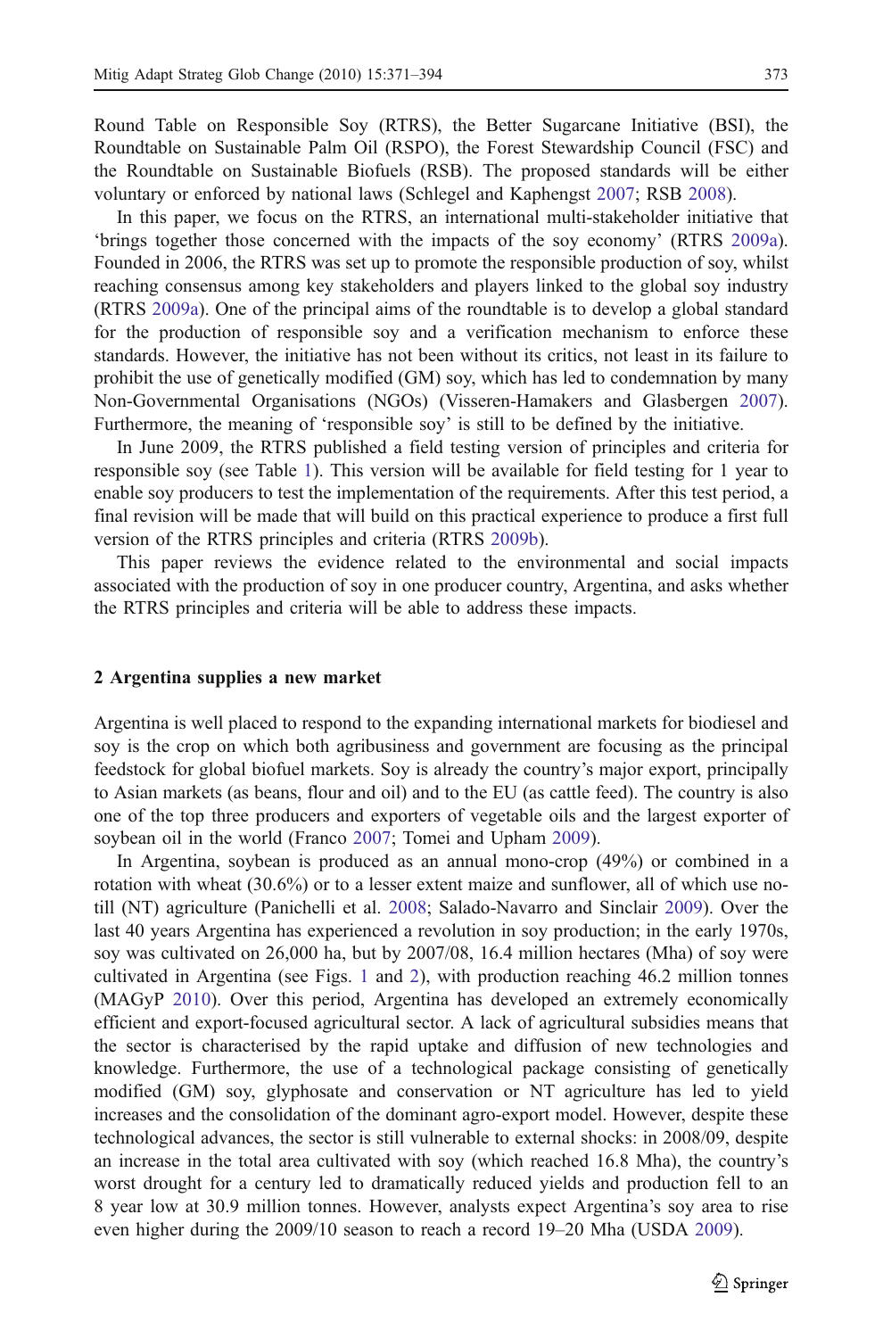Round Table on Responsible Soy (RTRS), the Better Sugarcane Initiative (BSI), the Roundtable on Sustainable Palm Oil (RSPO), the Forest Stewardship Council (FSC) and the Roundtable on Sustainable Biofuels (RSB). The proposed standards will be either voluntary or enforced by national laws (Schlegel and Kaphengst 2007; RSB 2008).

In this paper, we focus on the RTRS, an international multi-stakeholder initiative that 'brings together those concerned with the impacts of the soy economy' (RTRS 2009a). Founded in 2006, the RTRS was set up to promote the responsible production of soy, whilst reaching consensus among key stakeholders and players linked to the global soy industry (RTRS 2009a). One of the principal aims of the roundtable is to develop a global standard for the production of responsible soy and a verification mechanism to enforce these standards. However, the initiative has not been without its critics, not least in its failure to prohibit the use of genetically modified (GM) soy, which has led to condemnation by many Non-Governmental Organisations (NGOs) (Visseren-Hamakers and Glasbergen 2007). Furthermore, the meaning of 'responsible soy' is still to be defined by the initiative.

In June 2009, the RTRS published a field testing version of principles and criteria for responsible soy (see Table 1). This version will be available for field testing for 1 year to enable soy producers to test the implementation of the requirements. After this test period, a final revision will be made that will build on this practical experience to produce a first full version of the RTRS principles and criteria (RTRS 2009b).

This paper reviews the evidence related to the environmental and social impacts associated with the production of soy in one producer country, Argentina, and asks whether the RTRS principles and criteria will be able to address these impacts.

## 2 Argentina supplies a new market

Argentina is well placed to respond to the expanding international markets for biodiesel and soy is the crop on which both agribusiness and government are focusing as the principal feedstock for global biofuel markets. Soy is already the country's major export, principally to Asian markets (as beans, flour and oil) and to the EU (as cattle feed). The country is also one of the top three producers and exporters of vegetable oils and the largest exporter of soybean oil in the world (Franco 2007; Tomei and Upham 2009).

In Argentina, soybean is produced as an annual mono-crop (49%) or combined in a rotation with wheat (30.6%) or to a lesser extent maize and sunflower, all of which use no-till (NT) agriculture (Panichelli et al. 2008; Salado-Navarro and Sinclair 2009). Over the last 40 years Argentina has experienced a revolution in soy production; in the early 1970s, soy was cultivated on 26,000 ha, but by 2007/08, 16.4 million hectares (Mha) of soy were cultivated in Argentina (see Figs. 1 and 2), with production reaching 46.2 million tonnes (MAGyP 2010). Over this period, Argentina has developed an extremely economically efficient and export-focused agricultural sector. A lack of agricultural subsidies means that the sector is characterised by the rapid uptake and diffusion of new technologies and knowledge. Furthermore, the use of a technological package consisting of genetically modified (GM) soy, glyphosate and conservation or NT agriculture has led to yield increases and the consolidation of the dominant agro-export model. However, despite these technological advances, the sector is still vulnerable to external shocks: in 2008/09, despite an increase in the total area cultivated with soy (which reached 16.8 Mha), the country's worst drought for a century led to dramatically reduced yields and production fell to an 8 year low at 30.9 million tonnes. However, analysts expect Argentina's soy area to rise even higher during the 2009/10 season to reach a record 19–20 Mha (USDA 2009).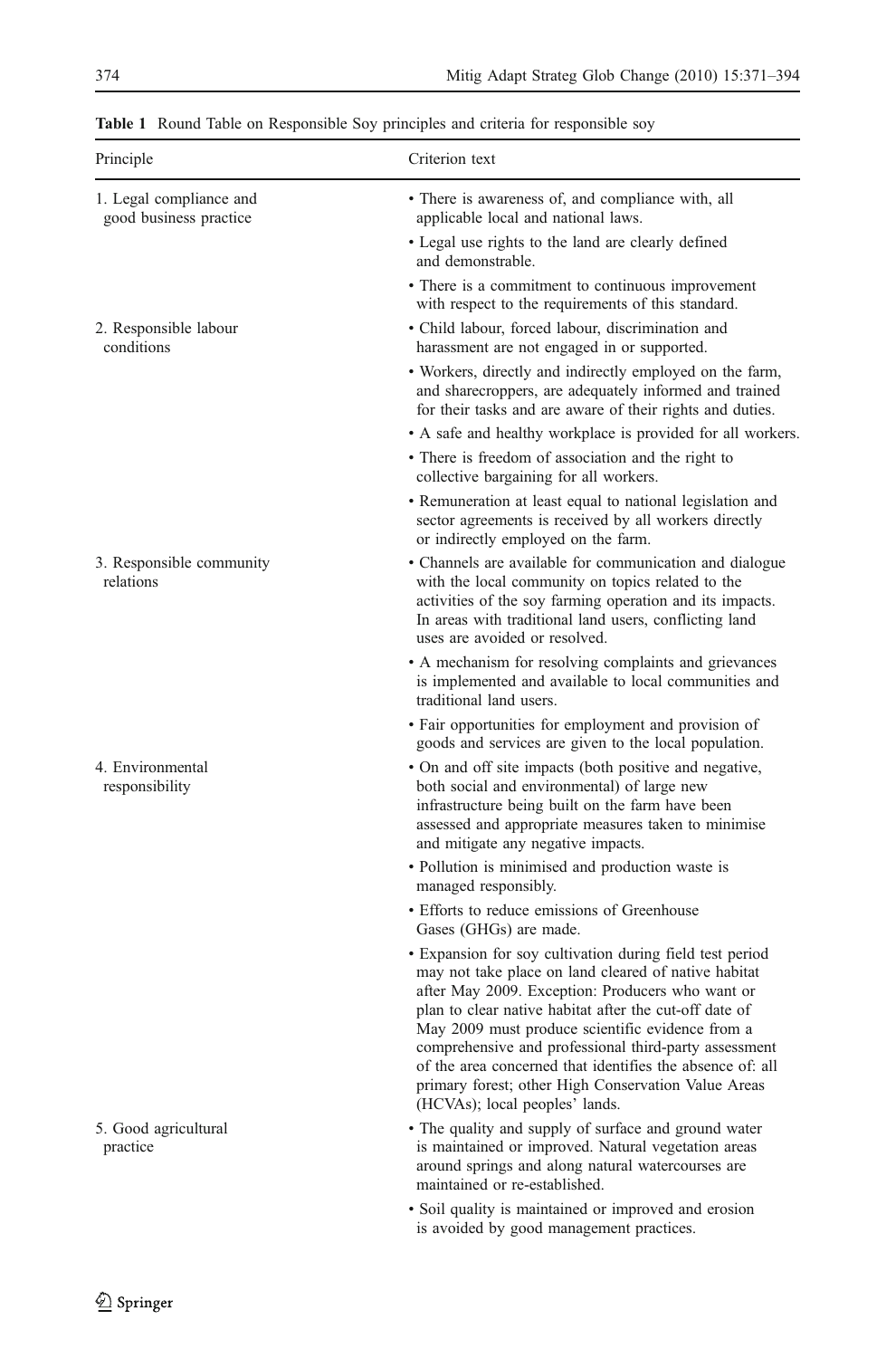**Table 1** Round Table on Responsible Soy principles and criteria for responsible soy

| Principle | Criterion text |
|---|---|
| 1. Legal compliance and good business practice | • There is awareness of, and compliance with, all applicable local and national laws. |
| | • Legal use rights to the land are clearly defined and demonstrable. |
| | • There is a commitment to continuous improvement with respect to the requirements of this standard. |
| 2. Responsible labour conditions | • Child labour, forced labour, discrimination and harassment are not engaged in or supported. |
| | • Workers, directly and indirectly employed on the farm, and sharecroppers, are adequately informed and trained for their tasks and are aware of their rights and duties. |
| | • A safe and healthy workplace is provided for all workers. |
| | • There is freedom of association and the right to collective bargaining for all workers. |
| | • Remuneration at least equal to national legislation and sector agreements is received by all workers directly or indirectly employed on the farm. |
| 3. Responsible community relations | • Channels are available for communication and dialogue with the local community on topics related to the activities of the soy farming operation and its impacts. In areas with traditional land users, conflicting land uses are avoided or resolved. |
| | • A mechanism for resolving complaints and grievances is implemented and available to local communities and traditional land users. |
| | • Fair opportunities for employment and provision of goods and services are given to the local population. |
| 4. Environmental responsibility | • On and off site impacts (both positive and negative, both social and environmental) of large new infrastructure being built on the farm have been assessed and appropriate measures taken to minimise and mitigate any negative impacts. |
| | • Pollution is minimised and production waste is managed responsibly. |
| | • Efforts to reduce emissions of Greenhouse Gases (GHGs) are made. |
| | • Expansion for soy cultivation during field test period may not take place on land cleared of native habitat after May 2009. Exception: Producers who want or plan to clear native habitat after the cut-off date of May 2009 must produce scientific evidence from a comprehensive and professional third-party assessment of the area concerned that identifies the absence of: all primary forest; other High Conservation Value Areas (HCVAs); local peoples' lands. |
| 5. Good agricultural practice | • The quality and supply of surface and ground water is maintained or improved. Natural vegetation areas around springs and along natural watercourses are maintained or re-established. |
| | • Soil quality is maintained or improved and erosion is avoided by good management practices. |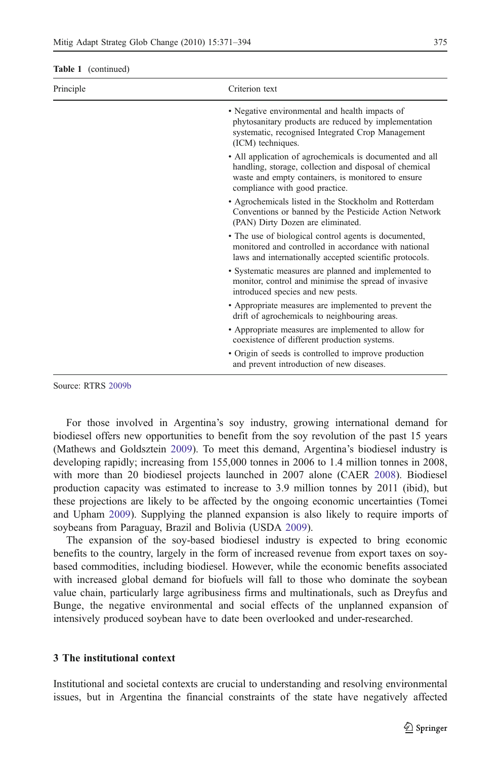**Table 1** (continued)

| Principle | Criterion text |
|---|---|
| | • Negative environmental and health impacts of phytosanitary products are reduced by implementation systematic, recognised Integrated Crop Management (ICM) techniques. |
| | • All application of agrochemicals is documented and all handling, storage, collection and disposal of chemical waste and empty containers, is monitored to ensure compliance with good practice. |
| | • Agrochemicals listed in the Stockholm and Rotterdam Conventions or banned by the Pesticide Action Network (PAN) Dirty Dozen are eliminated. |
| | • The use of biological control agents is documented, monitored and controlled in accordance with national laws and internationally accepted scientific protocols. |
| | • Systematic measures are planned and implemented to monitor, control and minimise the spread of invasive introduced species and new pests. |
| | • Appropriate measures are implemented to prevent the drift of agrochemicals to neighbouring areas. |
| | • Appropriate measures are implemented to allow for coexistence of different production systems. |
| | • Origin of seeds is controlled to improve production and prevent introduction of new diseases. |

Source: RTRS 2009b

For those involved in Argentina's soy industry, growing international demand for biodiesel offers new opportunities to benefit from the soy revolution of the past 15 years (Mathews and Goldsztein 2009). To meet this demand, Argentina's biodiesel industry is developing rapidly; increasing from 155,000 tonnes in 2006 to 1.4 million tonnes in 2008, with more than 20 biodiesel projects launched in 2007 alone (CAER 2008). Biodiesel production capacity was estimated to increase to 3.9 million tonnes by 2011 (ibid), but these projections are likely to be affected by the ongoing economic uncertainties (Tomei and Upham 2009). Supplying the planned expansion is also likely to require imports of soybeans from Paraguay, Brazil and Bolivia (USDA 2009).

The expansion of the soy-based biodiesel industry is expected to bring economic benefits to the country, largely in the form of increased revenue from export taxes on soy-based commodities, including biodiesel. However, while the economic benefits associated with increased global demand for biofuels will fall to those who dominate the soybean value chain, particularly large agribusiness firms and multinationals, such as Dreyfus and Bunge, the negative environmental and social effects of the unplanned expansion of intensively produced soybean have to date been overlooked and under-researched.

## 3 The institutional context

Institutional and societal contexts are crucial to understanding and resolving environmental issues, but in Argentina the financial constraints of the state have negatively affected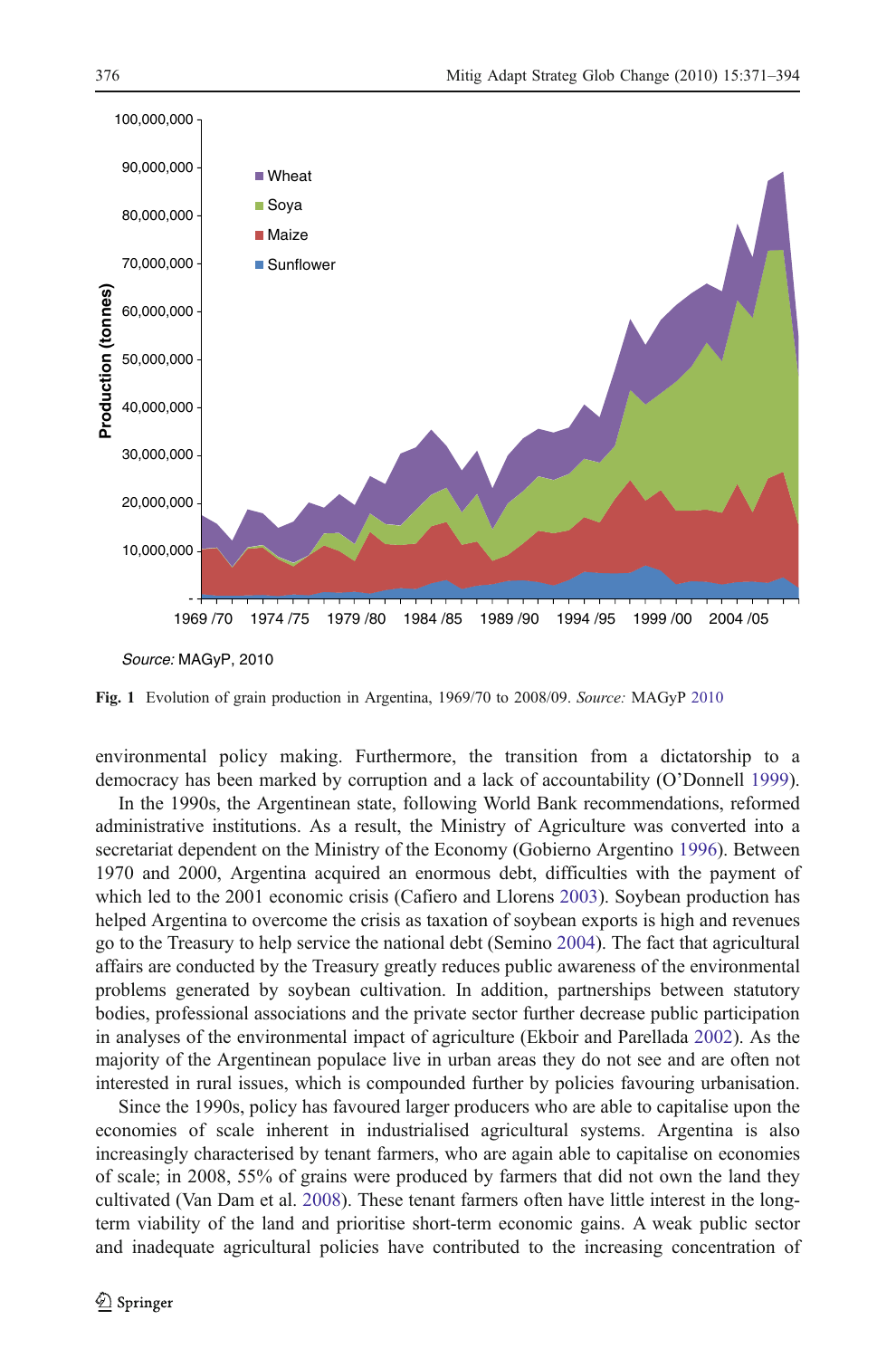Fig. 1 Evolution of grain production in Argentina, 1969/70 to 2008/09. *Source:* MAGyP 2010

environmental policy making. Furthermore, the transition from a dictatorship to a democracy has been marked by corruption and a lack of accountability (O'Donnell 1999).

In the 1990s, the Argentinean state, following World Bank recommendations, reformed administrative institutions. As a result, the Ministry of Agriculture was converted into a secretariat dependent on the Ministry of the Economy (Gobierno Argentino 1996). Between 1970 and 2000, Argentina acquired an enormous debt, difficulties with the payment of which led to the 2001 economic crisis (Cafiero and Llorens 2003). Soybean production has helped Argentina to overcome the crisis as taxation of soybean exports is high and revenues go to the Treasury to help service the national debt (Semino 2004). The fact that agricultural affairs are conducted by the Treasury greatly reduces public awareness of the environmental problems generated by soybean cultivation. In addition, partnerships between statutory bodies, professional associations and the private sector further decrease public participation in analyses of the environmental impact of agriculture (Ekboir and Parellada 2002). As the majority of the Argentinean populace live in urban areas they do not see and are often not interested in rural issues, which is compounded further by policies favouring urbanisation.

Since the 1990s, policy has favoured larger producers who are able to capitalise upon the economies of scale inherent in industrialised agricultural systems. Argentina is also increasingly characterised by tenant farmers, who are again able to capitalise on economies of scale; in 2008, 55% of grains were produced by farmers that did not own the land they cultivated (Van Dam et al. 2008). These tenant farmers often have little interest in the long-term viability of the land and prioritise short-term economic gains. A weak public sector and inadequate agricultural policies have contributed to the increasing concentration of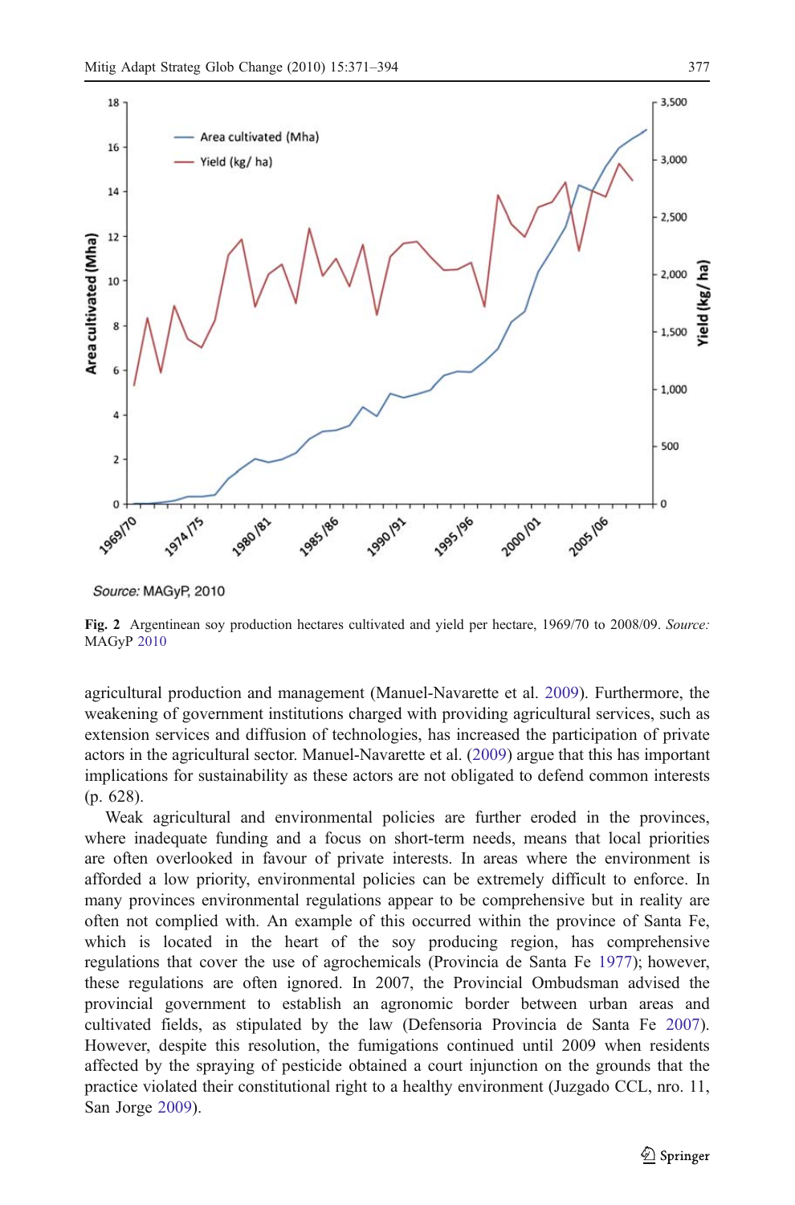Source: MAGyP, 2010

**Fig. 2** Argentinean soy production hectares cultivated and yield per hectare, 1969/70 to 2008/09. *Source:* MAGyP 2010

agricultural production and management (Manuel-Navarette et al. 2009). Furthermore, the weakening of government institutions charged with providing agricultural services, such as extension services and diffusion of technologies, has increased the participation of private actors in the agricultural sector. Manuel-Navarette et al. (2009) argue that this has important implications for sustainability as these actors are not obligated to defend common interests (p. 628).

Weak agricultural and environmental policies are further eroded in the provinces, where inadequate funding and a focus on short-term needs, means that local priorities are often overlooked in favour of private interests. In areas where the environment is afforded a low priority, environmental policies can be extremely difficult to enforce. In many provinces environmental regulations appear to be comprehensive but in reality are often not complied with. An example of this occurred within the province of Santa Fe, which is located in the heart of the soy producing region, has comprehensive regulations that cover the use of agrochemicals (Provincia de Santa Fe 1977); however, these regulations are often ignored. In 2007, the Provincial Ombudsman advised the provincial government to establish an agronomic border between urban areas and cultivated fields, as stipulated by the law (Defensoria Provincia de Santa Fe 2007). However, despite this resolution, the fumigations continued until 2009 when residents affected by the spraying of pesticide obtained a court injunction on the grounds that the practice violated their constitutional right to a healthy environment (Juzgado CCL, nro. 11, San Jorge 2009).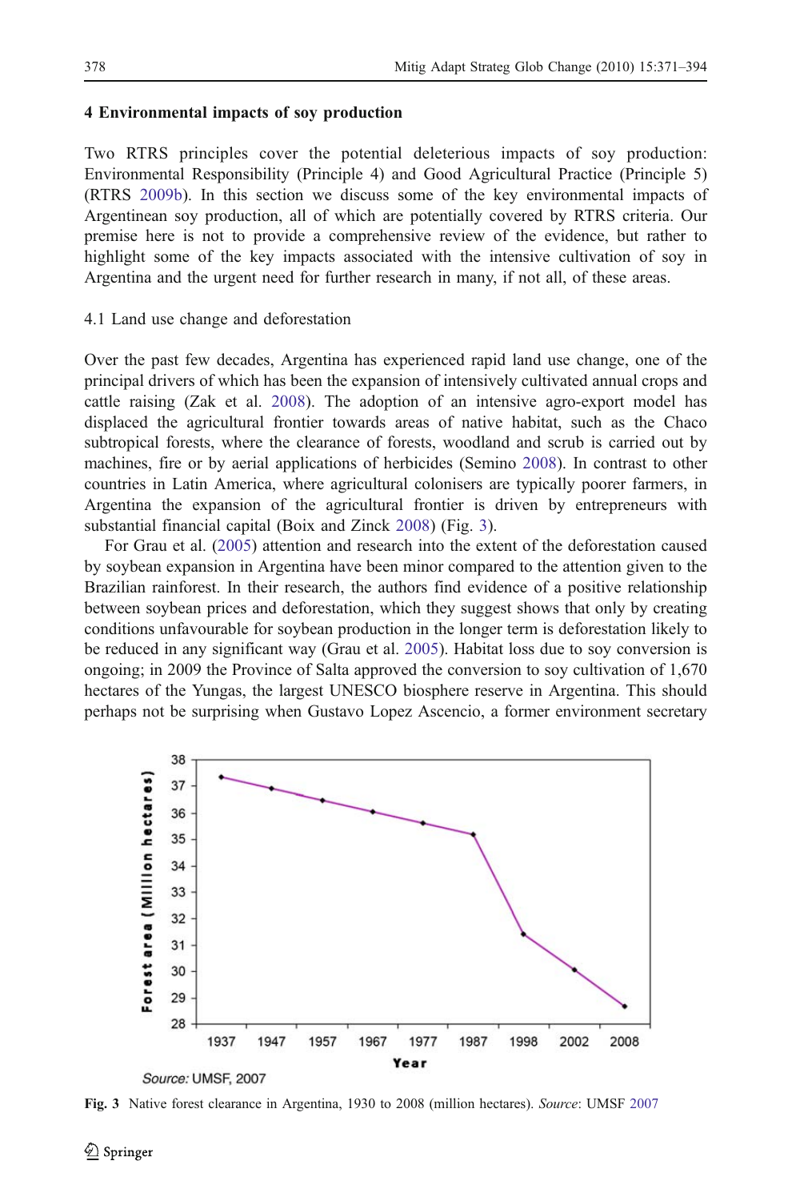## 4 Environmental impacts of soy production

Two RTRS principles cover the potential deleterious impacts of soy production: Environmental Responsibility (Principle 4) and Good Agricultural Practice (Principle 5) (RTRS 2009b). In this section we discuss some of the key environmental impacts of Argentinean soy production, all of which are potentially covered by RTRS criteria. Our premise here is not to provide a comprehensive review of the evidence, but rather to highlight some of the key impacts associated with the intensive cultivation of soy in Argentina and the urgent need for further research in many, if not all, of these areas.

### 4.1 Land use change and deforestation

Over the past few decades, Argentina has experienced rapid land use change, one of the principal drivers of which has been the expansion of intensively cultivated annual crops and cattle raising (Zak et al. 2008). The adoption of an intensive agro-export model has displaced the agricultural frontier towards areas of native habitat, such as the Chaco subtropical forests, where the clearance of forests, woodland and scrub is carried out by machines, fire or by aerial applications of herbicides (Semino 2008). In contrast to other countries in Latin America, where agricultural colonisers are typically poorer farmers, in Argentina the expansion of the agricultural frontier is driven by entrepreneurs with substantial financial capital (Boix and Zinck 2008) (Fig. 3).

For Grau et al. (2005) attention and research into the extent of the deforestation caused by soybean expansion in Argentina have been minor compared to the attention given to the Brazilian rainforest. In their research, the authors find evidence of a positive relationship between soybean prices and deforestation, which they suggest shows that only by creating conditions unfavourable for soybean production in the longer term is deforestation likely to be reduced in any significant way (Grau et al. 2005). Habitat loss due to soy conversion is ongoing; in 2009 the Province of Salta approved the conversion to soy cultivation of 1,670 hectares of the Yungas, the largest UNESCO biosphere reserve in Argentina. This should perhaps not be surprising when Gustavo Lopez Ascencio, a former environment secretary

Source: UMSF, 2007

**Fig. 3** Native forest clearance in Argentina, 1930 to 2008 (million hectares). *Source*: UMSF 2007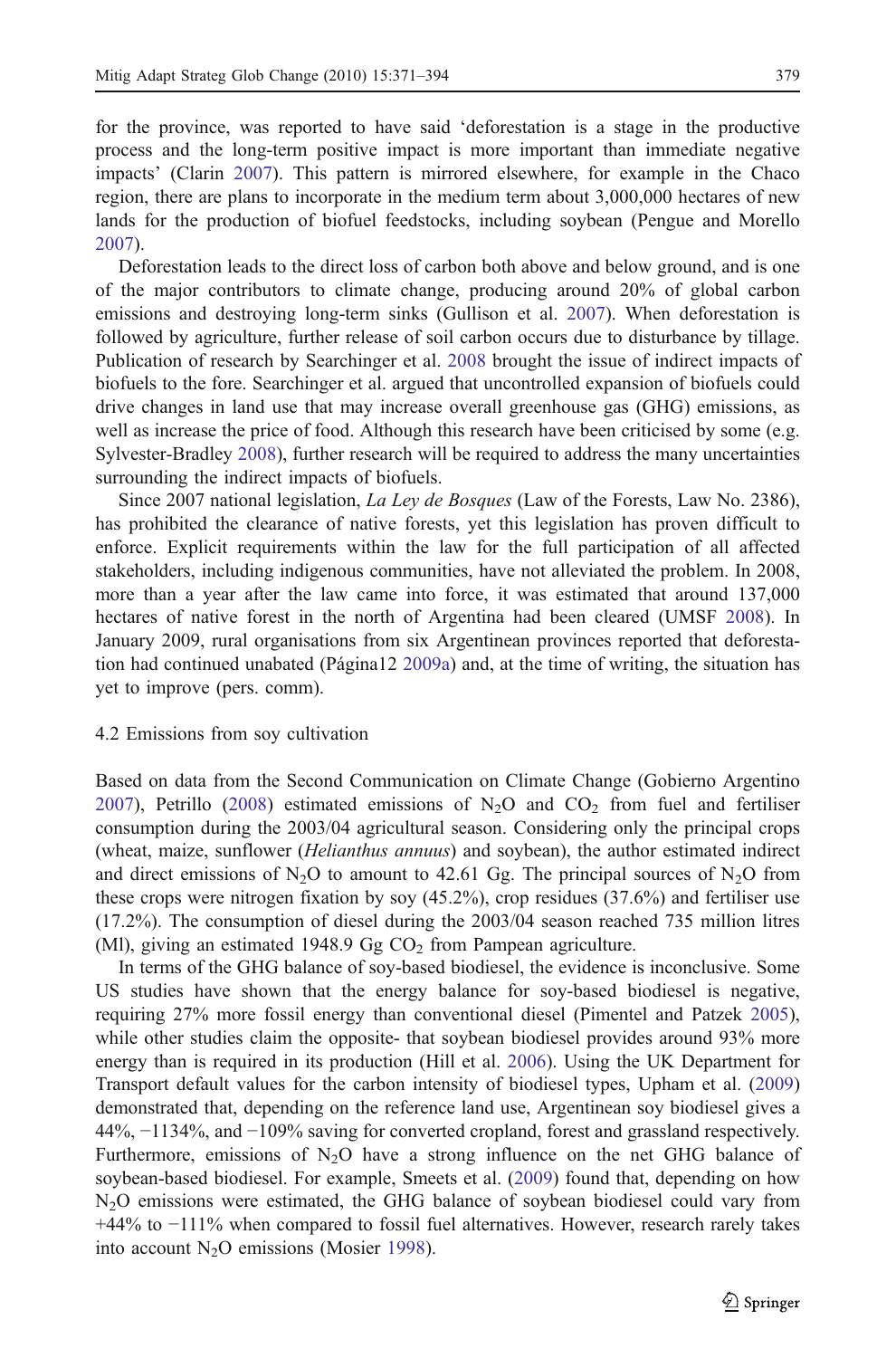for the province, was reported to have said 'deforestation is a stage in the productive process and the long-term positive impact is more important than immediate negative impacts' (Clarin 2007). This pattern is mirrored elsewhere, for example in the Chaco region, there are plans to incorporate in the medium term about 3,000,000 hectares of new lands for the production of biofuel feedstocks, including soybean (Pengue and Morello 2007).

Deforestation leads to the direct loss of carbon both above and below ground, and is one of the major contributors to climate change, producing around 20% of global carbon emissions and destroying long-term sinks (Gullison et al. 2007). When deforestation is followed by agriculture, further release of soil carbon occurs due to disturbance by tillage. Publication of research by Searchinger et al. 2008 brought the issue of indirect impacts of biofuels to the fore. Searchinger et al. argued that uncontrolled expansion of biofuels could drive changes in land use that may increase overall greenhouse gas (GHG) emissions, as well as increase the price of food. Although this research have been criticised by some (e.g. Sylvester-Bradley 2008), further research will be required to address the many uncertainties surrounding the indirect impacts of biofuels.

Since 2007 national legislation, *La Ley de Bosques* (Law of the Forests, Law No. 2386), has prohibited the clearance of native forests, yet this legislation has proven difficult to enforce. Explicit requirements within the law for the full participation of all affected stakeholders, including indigenous communities, have not alleviated the problem. In 2008, more than a year after the law came into force, it was estimated that around 137,000 hectares of native forest in the north of Argentina had been cleared (UMSF 2008). In January 2009, rural organisations from six Argentinean provinces reported that deforestation had continued unabated (Página12 2009a) and, at the time of writing, the situation has yet to improve (pers. comm).

### 4.2 Emissions from soy cultivation

Based on data from the Second Communication on Climate Change (Gobierno Argentino 2007), Petrillo (2008) estimated emissions of $N_2O$ and $CO_2$ from fuel and fertiliser consumption during the 2003/04 agricultural season. Considering only the principal crops (wheat, maize, sunflower (*Helianthus annuus*) and soybean), the author estimated indirect and direct emissions of $N_2O$ to amount to 42.61 Gg. The principal sources of $N_2O$ from these crops were nitrogen fixation by soy (45.2%), crop residues (37.6%) and fertiliser use (17.2%). The consumption of diesel during the 2003/04 season reached 735 million litres (Ml), giving an estimated 1948.9 Gg $CO_2$ from Pampean agriculture.

In terms of the GHG balance of soy-based biodiesel, the evidence is inconclusive. Some US studies have shown that the energy balance for soy-based biodiesel is negative, requiring 27% more fossil energy than conventional diesel (Pimentel and Patzek 2005), while other studies claim the opposite- that soybean biodiesel provides around 93% more energy than is required in its production (Hill et al. 2006). Using the UK Department for Transport default values for the carbon intensity of biodiesel types, Upham et al. (2009) demonstrated that, depending on the reference land use, Argentinean soy biodiesel gives a 44%, −1134%, and −109% saving for converted cropland, forest and grassland respectively. Furthermore, emissions of $N_2O$ have a strong influence on the net GHG balance of soybean-based biodiesel. For example, Smeets et al. (2009) found that, depending on how $N_2O$ emissions were estimated, the GHG balance of soybean biodiesel could vary from +44% to −111% when compared to fossil fuel alternatives. However, research rarely takes into account $N_2O$ emissions (Mosier 1998).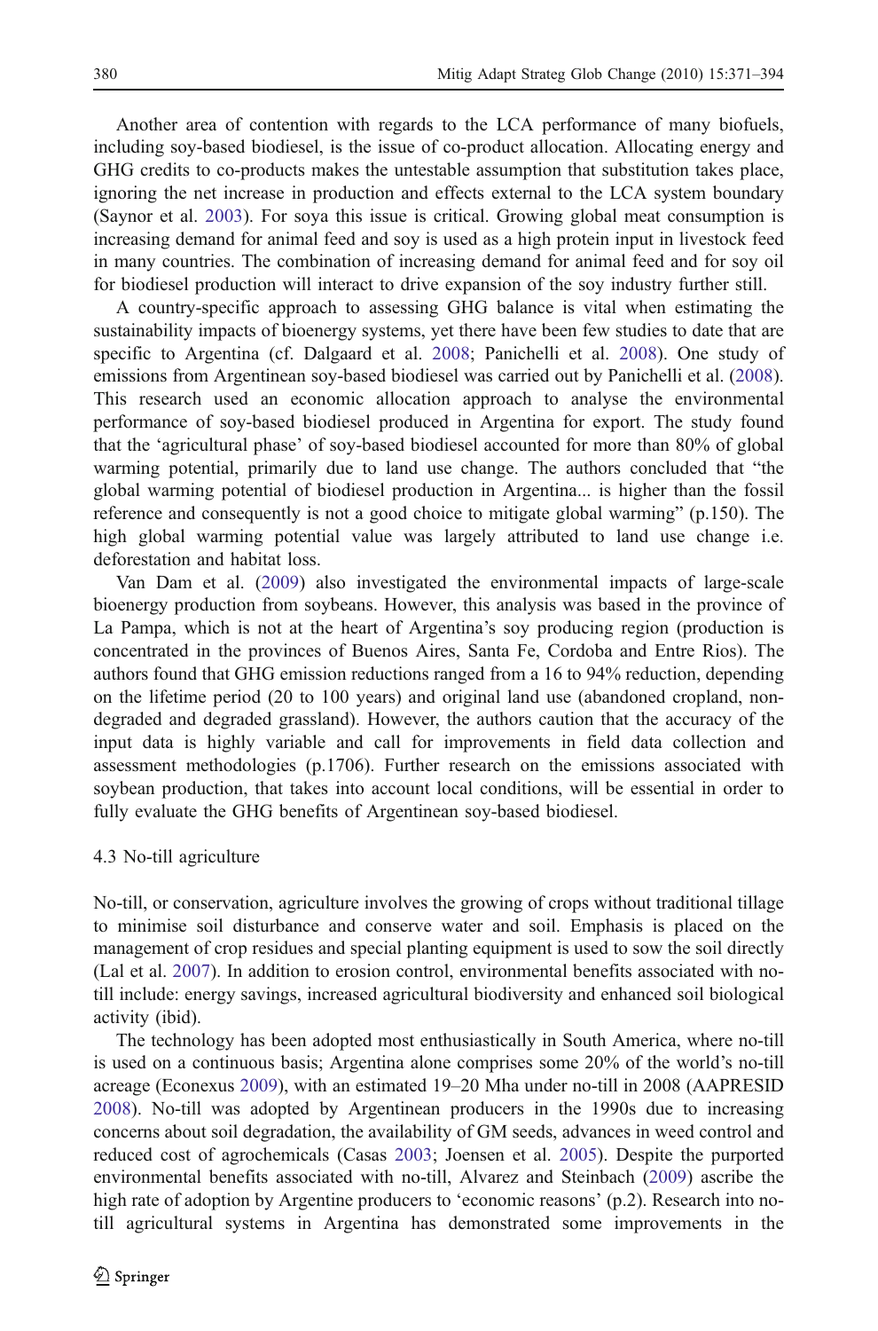Another area of contention with regards to the LCA performance of many biofuels, including soy-based biodiesel, is the issue of co-product allocation. Allocating energy and GHG credits to co-products makes the untestable assumption that substitution takes place, ignoring the net increase in production and effects external to the LCA system boundary (Saynor et al. 2003). For soya this issue is critical. Growing global meat consumption is increasing demand for animal feed and soy is used as a high protein input in livestock feed in many countries. The combination of increasing demand for animal feed and for soy oil for biodiesel production will interact to drive expansion of the soy industry further still.

A country-specific approach to assessing GHG balance is vital when estimating the sustainability impacts of bioenergy systems, yet there have been few studies to date that are specific to Argentina (cf. Dalgaard et al. 2008; Panichelli et al. 2008). One study of emissions from Argentinean soy-based biodiesel was carried out by Panichelli et al. (2008). This research used an economic allocation approach to analyse the environmental performance of soy-based biodiesel produced in Argentina for export. The study found that the 'agricultural phase' of soy-based biodiesel accounted for more than 80% of global warming potential, primarily due to land use change. The authors concluded that "the global warming potential of biodiesel production in Argentina... is higher than the fossil reference and consequently is not a good choice to mitigate global warming" (p.150). The high global warming potential value was largely attributed to land use change i.e. deforestation and habitat loss.

Van Dam et al. (2009) also investigated the environmental impacts of large-scale bioenergy production from soybeans. However, this analysis was based in the province of La Pampa, which is not at the heart of Argentina's soy producing region (production is concentrated in the provinces of Buenos Aires, Santa Fe, Cordoba and Entre Rios). The authors found that GHG emission reductions ranged from a 16 to 94% reduction, depending on the lifetime period (20 to 100 years) and original land use (abandoned cropland, non-degraded and degraded grassland). However, the authors caution that the accuracy of the input data is highly variable and call for improvements in field data collection and assessment methodologies (p.1706). Further research on the emissions associated with soybean production, that takes into account local conditions, will be essential in order to fully evaluate the GHG benefits of Argentinean soy-based biodiesel.

### 4.3 No-till agriculture

No-till, or conservation, agriculture involves the growing of crops without traditional tillage to minimise soil disturbance and conserve water and soil. Emphasis is placed on the management of crop residues and special planting equipment is used to sow the soil directly (Lal et al. 2007). In addition to erosion control, environmental benefits associated with no-till include: energy savings, increased agricultural biodiversity and enhanced soil biological activity (ibid).

The technology has been adopted most enthusiastically in South America, where no-till is used on a continuous basis; Argentina alone comprises some 20% of the world's no-till acreage (Econexus 2009), with an estimated 19–20 Mha under no-till in 2008 (AAPRESID 2008). No-till was adopted by Argentinean producers in the 1990s due to increasing concerns about soil degradation, the availability of GM seeds, advances in weed control and reduced cost of agrochemicals (Casas 2003; Joensen et al. 2005). Despite the purported environmental benefits associated with no-till, Alvarez and Steinbach (2009) ascribe the high rate of adoption by Argentine producers to 'economic reasons' (p.2). Research into no-till agricultural systems in Argentina has demonstrated some improvements in the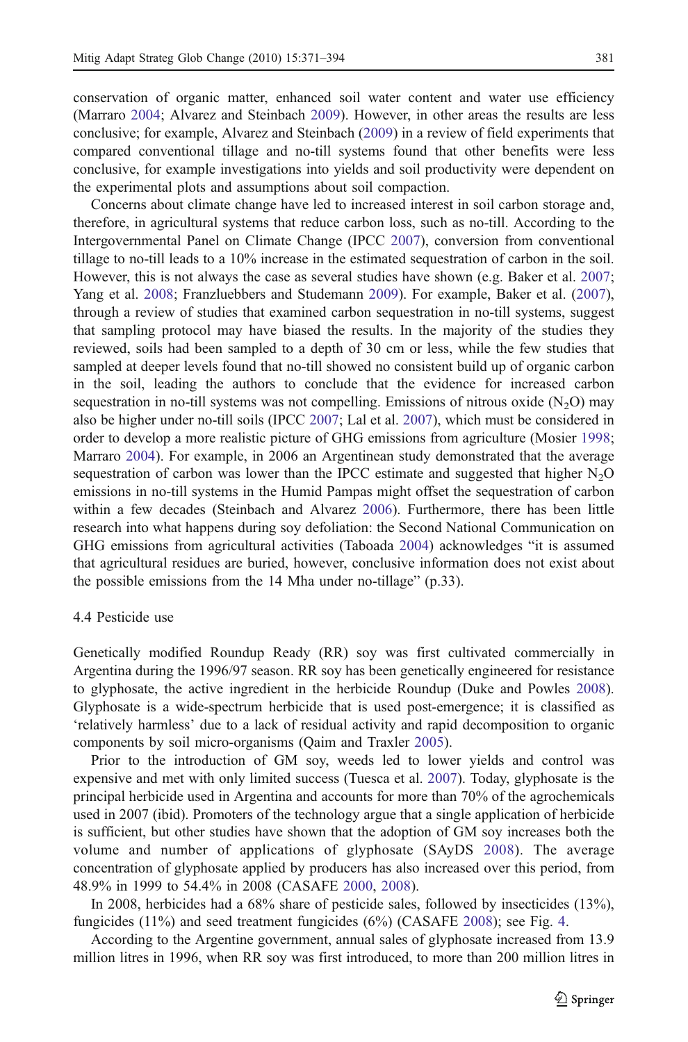conservation of organic matter, enhanced soil water content and water use efficiency (Marraro 2004; Alvarez and Steinbach 2009). However, in other areas the results are less conclusive; for example, Alvarez and Steinbach (2009) in a review of field experiments that compared conventional tillage and no-till systems found that other benefits were less conclusive, for example investigations into yields and soil productivity were dependent on the experimental plots and assumptions about soil compaction.

Concerns about climate change have led to increased interest in soil carbon storage and, therefore, in agricultural systems that reduce carbon loss, such as no-till. According to the Intergovernmental Panel on Climate Change (IPCC 2007), conversion from conventional tillage to no-till leads to a 10% increase in the estimated sequestration of carbon in the soil. However, this is not always the case as several studies have shown (e.g. Baker et al. 2007; Yang et al. 2008; Franzluebbers and Studemann 2009). For example, Baker et al. (2007), through a review of studies that examined carbon sequestration in no-till systems, suggest that sampling protocol may have biased the results. In the majority of the studies they reviewed, soils had been sampled to a depth of 30 cm or less, while the few studies that sampled at deeper levels found that no-till showed no consistent build up of organic carbon in the soil, leading the authors to conclude that the evidence for increased carbon sequestration in no-till systems was not compelling. Emissions of nitrous oxide ($N_2O$) may also be higher under no-till soils (IPCC 2007; Lal et al. 2007), which must be considered in order to develop a more realistic picture of GHG emissions from agriculture (Mosier 1998; Marraro 2004). For example, in 2006 an Argentinean study demonstrated that the average sequestration of carbon was lower than the IPCC estimate and suggested that higher $N_2O$ emissions in no-till systems in the Humid Pampas might offset the sequestration of carbon within a few decades (Steinbach and Alvarez 2006). Furthermore, there has been little research into what happens during soy defoliation: the Second National Communication on GHG emissions from agricultural activities (Taboada 2004) acknowledges "it is assumed that agricultural residues are buried, however, conclusive information does not exist about the possible emissions from the 14 Mha under no-tillage" (p.33).

### 4.4 Pesticide use

Genetically modified Roundup Ready (RR) soy was first cultivated commercially in Argentina during the 1996/97 season. RR soy has been genetically engineered for resistance to glyphosate, the active ingredient in the herbicide Roundup (Duke and Powles 2008). Glyphosate is a wide-spectrum herbicide that is used post-emergence; it is classified as 'relatively harmless' due to a lack of residual activity and rapid decomposition to organic components by soil micro-organisms (Qaim and Traxler 2005).

Prior to the introduction of GM soy, weeds led to lower yields and control was expensive and met with only limited success (Tuesca et al. 2007). Today, glyphosate is the principal herbicide used in Argentina and accounts for more than 70% of the agrochemicals used in 2007 (ibid). Promoters of the technology argue that a single application of herbicide is sufficient, but other studies have shown that the adoption of GM soy increases both the volume and number of applications of glyphosate (SAyDS 2008). The average concentration of glyphosate applied by producers has also increased over this period, from 48.9% in 1999 to 54.4% in 2008 (CASAFE 2000, 2008).

In 2008, herbicides had a 68% share of pesticide sales, followed by insecticides (13%), fungicides (11%) and seed treatment fungicides (6%) (CASAFE 2008); see Fig. 4.

According to the Argentine government, annual sales of glyphosate increased from 13.9 million litres in 1996, when RR soy was first introduced, to more than 200 million litres in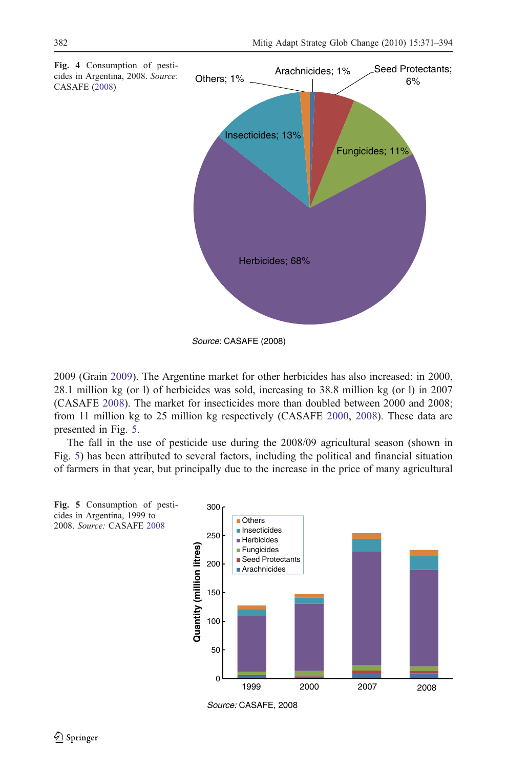**Fig. 4** Consumption of pesticides in Argentina, 2008. *Source*: CASAFE (2008)

2009 (Grain 2009). The Argentine market for other herbicides has also increased: in 2000, 28.1 million kg (or l) of herbicides was sold, increasing to 38.8 million kg (or l) in 2007 (CASAFE 2008). The market for insecticides more than doubled between 2000 and 2008; from 11 million kg to 25 million kg respectively (CASAFE 2000, 2008). These data are presented in Fig. 5.

The fall in the use of pesticide use during the 2008/09 agricultural season (shown in Fig. 5) has been attributed to several factors, including the political and financial situation of farmers in that year, but principally due to the increase in the price of many agricultural

**Fig. 5** Consumption of pesticides in Argentina, 1999 to 2008. *Source:* CASAFE 2008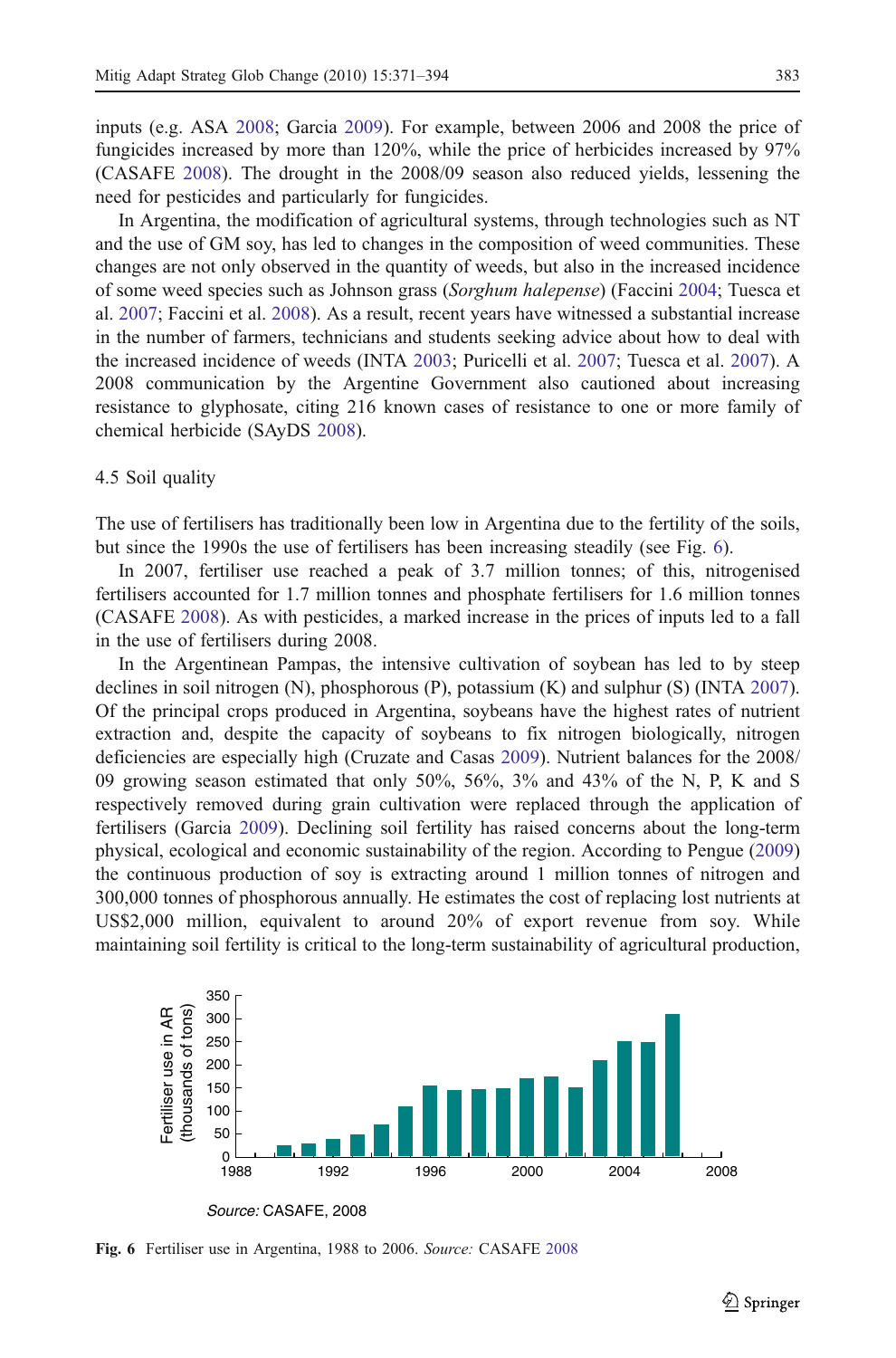inputs (e.g. ASA 2008; Garcia 2009). For example, between 2006 and 2008 the price of fungicides increased by more than 120%, while the price of herbicides increased by 97% (CASAFE 2008). The drought in the 2008/09 season also reduced yields, lessening the need for pesticides and particularly for fungicides.

In Argentina, the modification of agricultural systems, through technologies such as NT and the use of GM soy, has led to changes in the composition of weed communities. These changes are not only observed in the quantity of weeds, but also in the increased incidence of some weed species such as Johnson grass (*Sorghum halepense*) (Faccini 2004; Tuesca et al. 2007; Faccini et al. 2008). As a result, recent years have witnessed a substantial increase in the number of farmers, technicians and students seeking advice about how to deal with the increased incidence of weeds (INTA 2003; Puricelli et al. 2007; Tuesca et al. 2007). A 2008 communication by the Argentine Government also cautioned about increasing resistance to glyphosate, citing 216 known cases of resistance to one or more family of chemical herbicide (SAyDS 2008).

### 4.5 Soil quality

The use of fertilisers has traditionally been low in Argentina due to the fertility of the soils, but since the 1990s the use of fertilisers has been increasing steadily (see Fig. 6).

In 2007, fertiliser use reached a peak of 3.7 million tonnes; of this, nitrogenised fertilisers accounted for 1.7 million tonnes and phosphate fertilisers for 1.6 million tonnes (CASAFE 2008). As with pesticides, a marked increase in the prices of inputs led to a fall in the use of fertilisers during 2008.

In the Argentinean Pampas, the intensive cultivation of soybean has led to by steep declines in soil nitrogen (N), phosphorous (P), potassium (K) and sulphur (S) (INTA 2007). Of the principal crops produced in Argentina, soybeans have the highest rates of nutrient extraction and, despite the capacity of soybeans to fix nitrogen biologically, nitrogen deficiencies are especially high (Cruzate and Casas 2009). Nutrient balances for the 2008/09 growing season estimated that only 50%, 56%, 3% and 43% of the N, P, K and S respectively removed during grain cultivation were replaced through the application of fertilisers (Garcia 2009). Declining soil fertility has raised concerns about the long-term physical, ecological and economic sustainability of the region. According to Pengue (2009) the continuous production of soy is extracting around 1 million tonnes of nitrogen and 300,000 tonnes of phosphorous annually. He estimates the cost of replacing lost nutrients at US$2,000 million, equivalent to around 20% of export revenue from soy. While maintaining soil fertility is critical to the long-term sustainability of agricultural production,

Source: CASAFE, 2008

**Fig. 6** Fertiliser use in Argentina, 1988 to 2006. *Source:* CASAFE 2008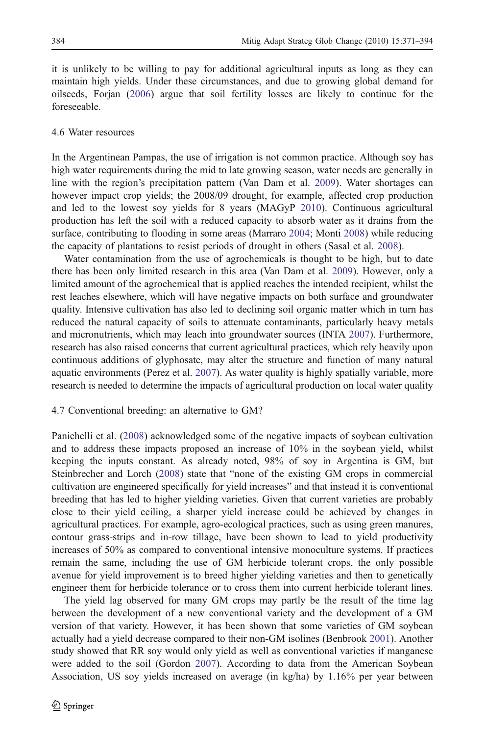it is unlikely to be willing to pay for additional agricultural inputs as long as they can maintain high yields. Under these circumstances, and due to growing global demand for oilseeds, Forjan (2006) argue that soil fertility losses are likely to continue for the foreseeable.

### 4.6 Water resources

In the Argentinean Pampas, the use of irrigation is not common practice. Although soy has high water requirements during the mid to late growing season, water needs are generally in line with the region's precipitation pattern (Van Dam et al. 2009). Water shortages can however impact crop yields; the 2008/09 drought, for example, affected crop production and led to the lowest soy yields for 8 years (MAGyP 2010). Continuous agricultural production has left the soil with a reduced capacity to absorb water as it drains from the surface, contributing to flooding in some areas (Marraro 2004; Monti 2008) while reducing the capacity of plantations to resist periods of drought in others (Sasal et al. 2008).

Water contamination from the use of agrochemicals is thought to be high, but to date there has been only limited research in this area (Van Dam et al. 2009). However, only a limited amount of the agrochemical that is applied reaches the intended recipient, whilst the rest leaches elsewhere, which will have negative impacts on both surface and groundwater quality. Intensive cultivation has also led to declining soil organic matter which in turn has reduced the natural capacity of soils to attenuate contaminants, particularly heavy metals and micronutrients, which may leach into groundwater sources (INTA 2007). Furthermore, research has also raised concerns that current agricultural practices, which rely heavily upon continuous additions of glyphosate, may alter the structure and function of many natural aquatic environments (Perez et al. 2007). As water quality is highly spatially variable, more research is needed to determine the impacts of agricultural production on local water quality

### 4.7 Conventional breeding: an alternative to GM?

Panichelli et al. (2008) acknowledged some of the negative impacts of soybean cultivation and to address these impacts proposed an increase of 10% in the soybean yield, whilst keeping the inputs constant. As already noted, 98% of soy in Argentina is GM, but Steinbrecher and Lorch (2008) state that "none of the existing GM crops in commercial cultivation are engineered specifically for yield increases" and that instead it is conventional breeding that has led to higher yielding varieties. Given that current varieties are probably close to their yield ceiling, a sharper yield increase could be achieved by changes in agricultural practices. For example, agro-ecological practices, such as using green manures, contour grass-strips and in-row tillage, have been shown to lead to yield productivity increases of 50% as compared to conventional intensive monoculture systems. If practices remain the same, including the use of GM herbicide tolerant crops, the only possible avenue for yield improvement is to breed higher yielding varieties and then to genetically engineer them for herbicide tolerance or to cross them into current herbicide tolerant lines.

The yield lag observed for many GM crops may partly be the result of the time lag between the development of a new conventional variety and the development of a GM version of that variety. However, it has been shown that some varieties of GM soybean actually had a yield decrease compared to their non-GM isolines (Benbrook 2001). Another study showed that RR soy would only yield as well as conventional varieties if manganese were added to the soil (Gordon 2007). According to data from the American Soybean Association, US soy yields increased on average (in kg/ha) by 1.16% per year between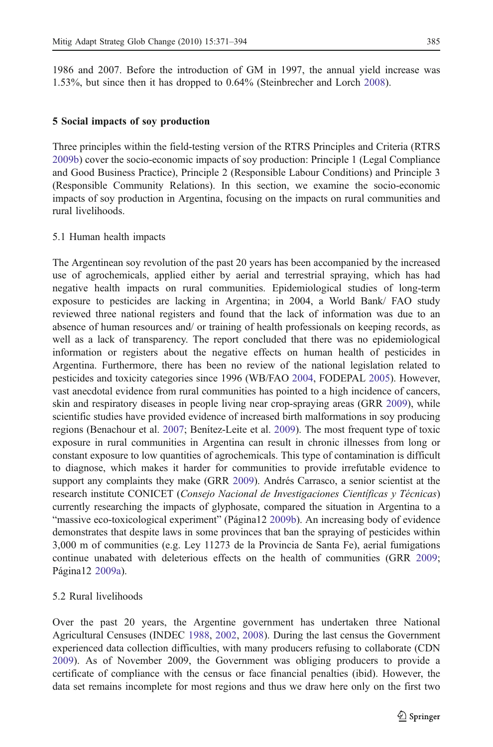1986 and 2007. Before the introduction of GM in 1997, the annual yield increase was 1.53%, but since then it has dropped to 0.64% (Steinbrecher and Lorch 2008).

## 5 Social impacts of soy production

Three principles within the field-testing version of the RTRS Principles and Criteria (RTRS 2009b) cover the socio-economic impacts of soy production: Principle 1 (Legal Compliance and Good Business Practice), Principle 2 (Responsible Labour Conditions) and Principle 3 (Responsible Community Relations). In this section, we examine the socio-economic impacts of soy production in Argentina, focusing on the impacts on rural communities and rural livelihoods.

### 5.1 Human health impacts

The Argentinean soy revolution of the past 20 years has been accompanied by the increased use of agrochemicals, applied either by aerial and terrestrial spraying, which has had negative health impacts on rural communities. Epidemiological studies of long-term exposure to pesticides are lacking in Argentina; in 2004, a World Bank/ FAO study reviewed three national registers and found that the lack of information was due to an absence of human resources and/ or training of health professionals on keeping records, as well as a lack of transparency. The report concluded that there was no epidemiological information or registers about the negative effects on human health of pesticides in Argentina. Furthermore, there has been no review of the national legislation related to pesticides and toxicity categories since 1996 (WB/FAO 2004, FODEPAL 2005). However, vast anecdotal evidence from rural communities has pointed to a high incidence of cancers, skin and respiratory diseases in people living near crop-spraying areas (GRR 2009), while scientific studies have provided evidence of increased birth malformations in soy producing regions (Benachour et al. 2007; Benítez-Leite et al. 2009). The most frequent type of toxic exposure in rural communities in Argentina can result in chronic illnesses from long or constant exposure to low quantities of agrochemicals. This type of contamination is difficult to diagnose, which makes it harder for communities to provide irrefutable evidence to support any complaints they make (GRR 2009). Andrés Carrasco, a senior scientist at the research institute CONICET (*Consejo Nacional de Investigaciones Científicas y Técnicas*) currently researching the impacts of glyphosate, compared the situation in Argentina to a "massive eco-toxicological experiment" (Página12 2009b). An increasing body of evidence demonstrates that despite laws in some provinces that ban the spraying of pesticides within 3,000 m of communities (e.g. Ley 11273 de la Provincia de Santa Fe), aerial fumigations continue unabated with deleterious effects on the health of communities (GRR 2009; Página12 2009a).

### 5.2 Rural livelihoods

Over the past 20 years, the Argentine government has undertaken three National Agricultural Censuses (INDEC 1988, 2002, 2008). During the last census the Government experienced data collection difficulties, with many producers refusing to collaborate (CDN 2009). As of November 2009, the Government was obliging producers to provide a certificate of compliance with the census or face financial penalties (ibid). However, the data set remains incomplete for most regions and thus we draw here only on the first two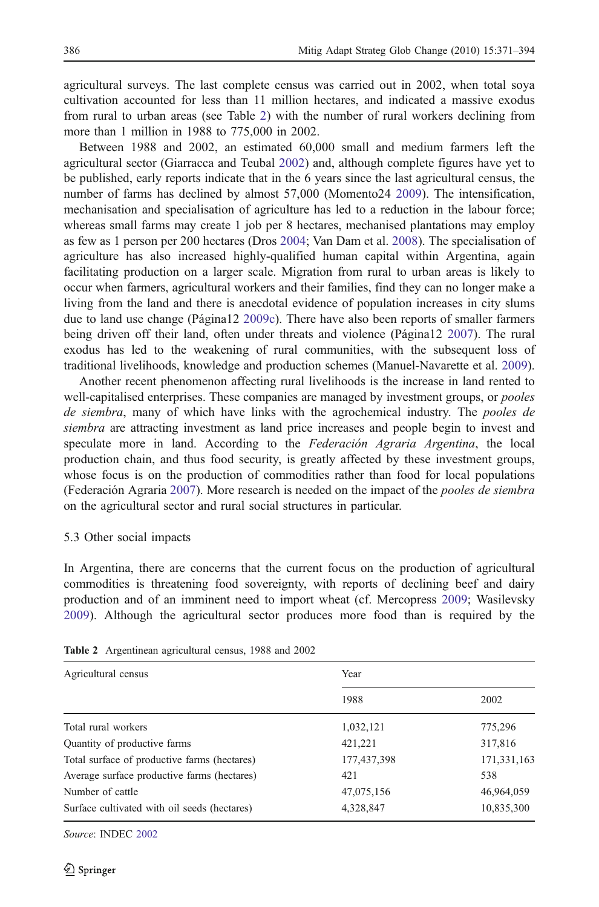agricultural surveys. The last complete census was carried out in 2002, when total soya cultivation accounted for less than 11 million hectares, and indicated a massive exodus from rural to urban areas (see Table 2) with the number of rural workers declining from more than 1 million in 1988 to 775,000 in 2002.

Between 1988 and 2002, an estimated 60,000 small and medium farmers left the agricultural sector (Giarracca and Teubal 2002) and, although complete figures have yet to be published, early reports indicate that in the 6 years since the last agricultural census, the number of farms has declined by almost 57,000 (Momento24 2009). The intensification, mechanisation and specialisation of agriculture has led to a reduction in the labour force; whereas small farms may create 1 job per 8 hectares, mechanised plantations may employ as few as 1 person per 200 hectares (Dros 2004; Van Dam et al. 2008). The specialisation of agriculture has also increased highly-qualified human capital within Argentina, again facilitating production on a larger scale. Migration from rural to urban areas is likely to occur when farmers, agricultural workers and their families, find they can no longer make a living from the land and there is anecdotal evidence of population increases in city slums due to land use change (Página12 2009c). There have also been reports of smaller farmers being driven off their land, often under threats and violence (Página12 2007). The rural exodus has led to the weakening of rural communities, with the subsequent loss of traditional livelihoods, knowledge and production schemes (Manuel-Navarette et al. 2009).

Another recent phenomenon affecting rural livelihoods is the increase in land rented to well-capitalised enterprises. These companies are managed by investment groups, or *pooles de siembra*, many of which have links with the agrochemical industry. The *pooles de siembra* are attracting investment as land price increases and people begin to invest and speculate more in land. According to the *Federación Agraria Argentina*, the local production chain, and thus food security, is greatly affected by these investment groups, whose focus is on the production of commodities rather than food for local populations (Federación Agraria 2007). More research is needed on the impact of the *pooles de siembra* on the agricultural sector and rural social structures in particular.

### 5.3 Other social impacts

In Argentina, there are concerns that the current focus on the production of agricultural commodities is threatening food sovereignty, with reports of declining beef and dairy production and of an imminent need to import wheat (cf. Mercopress 2009; Wasilevsky 2009). Although the agricultural sector produces more food than is required by the

**Table 2** Argentinean agricultural census, 1988 and 2002

| Agricultural census | Year | |
|---|---|---|
| | 1988 | 2002 |
| Total rural workers | 1,032,121 | 775,296 |
| Quantity of productive farms | 421,221 | 317,816 |
| Total surface of productive farms (hectares) | 177,437,398 | 171,331,163 |
| Average surface productive farms (hectares) | 421 | 538 |
| Number of cattle | 47,075,156 | 46,964,059 |
| Surface cultivated with oil seeds (hectares) | 4,328,847 | 10,835,300 |

*Source*: INDEC 2002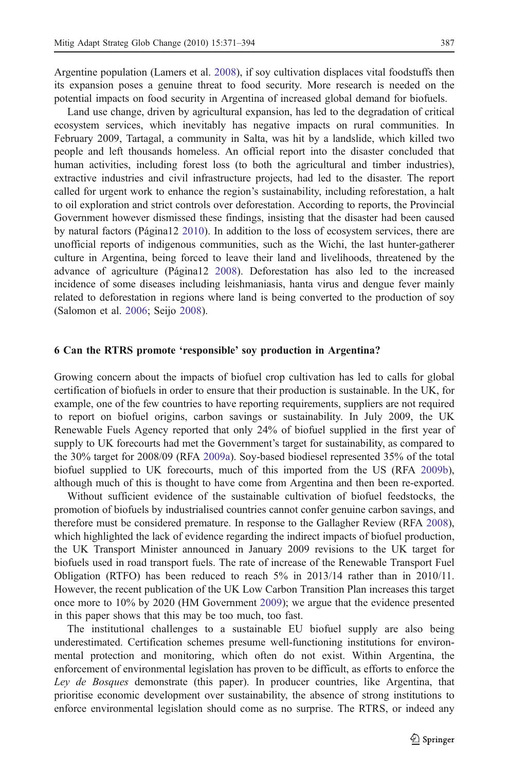Argentine population (Lamers et al. 2008), if soy cultivation displaces vital foodstuffs then its expansion poses a genuine threat to food security. More research is needed on the potential impacts on food security in Argentina of increased global demand for biofuels.

Land use change, driven by agricultural expansion, has led to the degradation of critical ecosystem services, which inevitably has negative impacts on rural communities. In February 2009, Tartagal, a community in Salta, was hit by a landslide, which killed two people and left thousands homeless. An official report into the disaster concluded that human activities, including forest loss (to both the agricultural and timber industries), extractive industries and civil infrastructure projects, had led to the disaster. The report called for urgent work to enhance the region's sustainability, including reforestation, a halt to oil exploration and strict controls over deforestation. According to reports, the Provincial Government however dismissed these findings, insisting that the disaster had been caused by natural factors (Página12 2010). In addition to the loss of ecosystem services, there are unofficial reports of indigenous communities, such as the Wichi, the last hunter-gatherer culture in Argentina, being forced to leave their land and livelihoods, threatened by the advance of agriculture (Página12 2008). Deforestation has also led to the increased incidence of some diseases including leishmaniasis, hanta virus and dengue fever mainly related to deforestation in regions where land is being converted to the production of soy (Salomon et al. 2006; Seijo 2008).

## 6 Can the RTRS promote 'responsible' soy production in Argentina?

Growing concern about the impacts of biofuel crop cultivation has led to calls for global certification of biofuels in order to ensure that their production is sustainable. In the UK, for example, one of the few countries to have reporting requirements, suppliers are not required to report on biofuel origins, carbon savings or sustainability. In July 2009, the UK Renewable Fuels Agency reported that only 24% of biofuel supplied in the first year of supply to UK forecourts had met the Government's target for sustainability, as compared to the 30% target for 2008/09 (RFA 2009a). Soy-based biodiesel represented 35% of the total biofuel supplied to UK forecourts, much of this imported from the US (RFA 2009b), although much of this is thought to have come from Argentina and then been re-exported.

Without sufficient evidence of the sustainable cultivation of biofuel feedstocks, the promotion of biofuels by industrialised countries cannot confer genuine carbon savings, and therefore must be considered premature. In response to the Gallagher Review (RFA 2008), which highlighted the lack of evidence regarding the indirect impacts of biofuel production, the UK Transport Minister announced in January 2009 revisions to the UK target for biofuels used in road transport fuels. The rate of increase of the Renewable Transport Fuel Obligation (RTFO) has been reduced to reach 5% in 2013/14 rather than in 2010/11. However, the recent publication of the UK Low Carbon Transition Plan increases this target once more to 10% by 2020 (HM Government 2009); we argue that the evidence presented in this paper shows that this may be too much, too fast.

The institutional challenges to a sustainable EU biofuel supply are also being underestimated. Certification schemes presume well-functioning institutions for environmental protection and monitoring, which often do not exist. Within Argentina, the enforcement of environmental legislation has proven to be difficult, as efforts to enforce the *Ley de Bosques* demonstrate (this paper). In producer countries, like Argentina, that prioritise economic development over sustainability, the absence of strong institutions to enforce environmental legislation should come as no surprise. The RTRS, or indeed any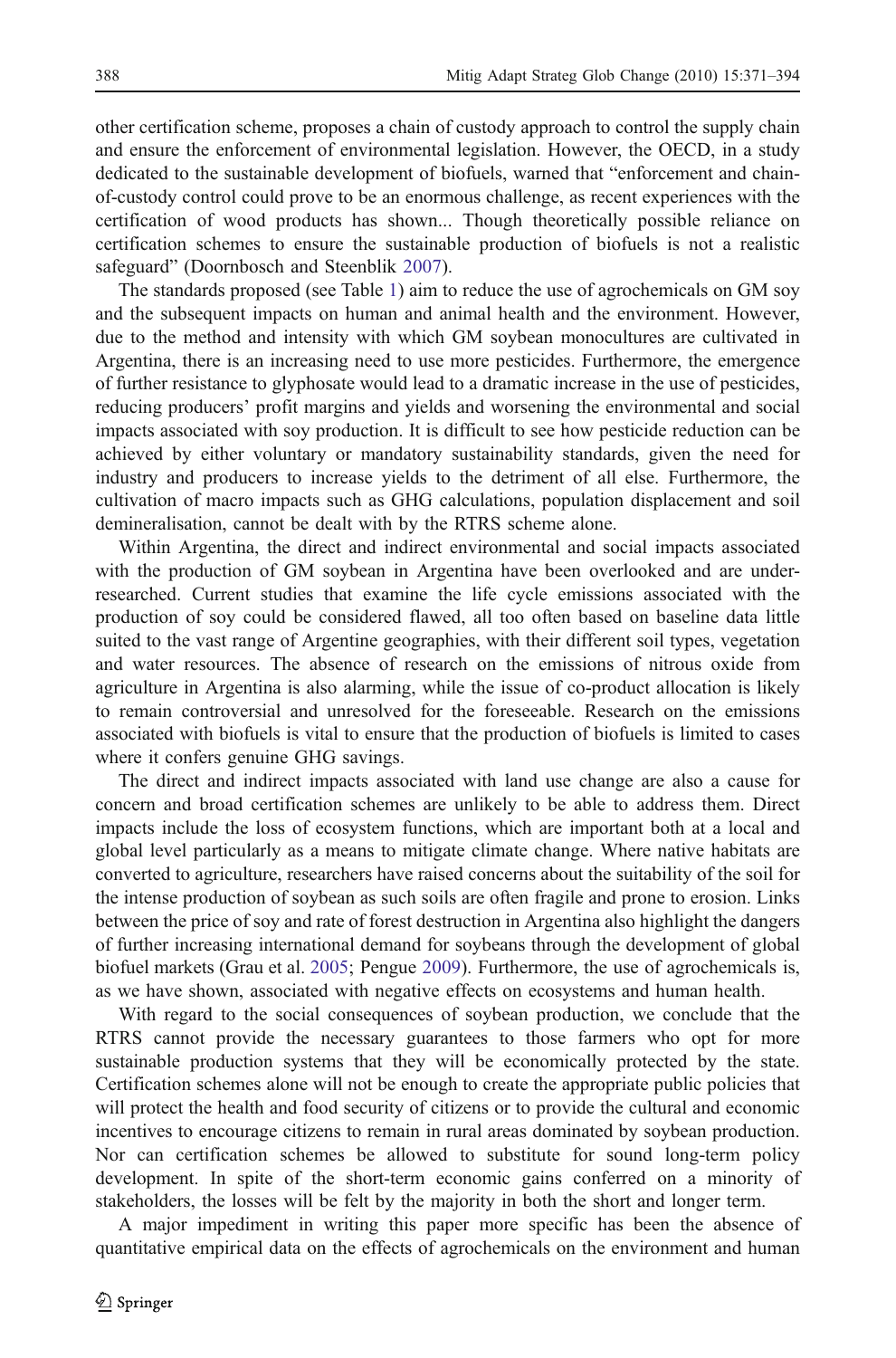other certification scheme, proposes a chain of custody approach to control the supply chain and ensure the enforcement of environmental legislation. However, the OECD, in a study dedicated to the sustainable development of biofuels, warned that "enforcement and chain-of-custody control could prove to be an enormous challenge, as recent experiences with the certification of wood products has shown... Though theoretically possible reliance on certification schemes to ensure the sustainable production of biofuels is not a realistic safeguard" (Doornbosch and Steenblik 2007).

The standards proposed (see Table 1) aim to reduce the use of agrochemicals on GM soy and the subsequent impacts on human and animal health and the environment. However, due to the method and intensity with which GM soybean monocultures are cultivated in Argentina, there is an increasing need to use more pesticides. Furthermore, the emergence of further resistance to glyphosate would lead to a dramatic increase in the use of pesticides, reducing producers' profit margins and yields and worsening the environmental and social impacts associated with soy production. It is difficult to see how pesticide reduction can be achieved by either voluntary or mandatory sustainability standards, given the need for industry and producers to increase yields to the detriment of all else. Furthermore, the cultivation of macro impacts such as GHG calculations, population displacement and soil demineralisation, cannot be dealt with by the RTRS scheme alone.

Within Argentina, the direct and indirect environmental and social impacts associated with the production of GM soybean in Argentina have been overlooked and are under-researched. Current studies that examine the life cycle emissions associated with the production of soy could be considered flawed, all too often based on baseline data little suited to the vast range of Argentine geographies, with their different soil types, vegetation and water resources. The absence of research on the emissions of nitrous oxide from agriculture in Argentina is also alarming, while the issue of co-product allocation is likely to remain controversial and unresolved for the foreseeable. Research on the emissions associated with biofuels is vital to ensure that the production of biofuels is limited to cases where it confers genuine GHG savings.

The direct and indirect impacts associated with land use change are also a cause for concern and broad certification schemes are unlikely to be able to address them. Direct impacts include the loss of ecosystem functions, which are important both at a local and global level particularly as a means to mitigate climate change. Where native habitats are converted to agriculture, researchers have raised concerns about the suitability of the soil for the intense production of soybean as such soils are often fragile and prone to erosion. Links between the price of soy and rate of forest destruction in Argentina also highlight the dangers of further increasing international demand for soybeans through the development of global biofuel markets (Grau et al. 2005; Pengue 2009). Furthermore, the use of agrochemicals is, as we have shown, associated with negative effects on ecosystems and human health.

With regard to the social consequences of soybean production, we conclude that the RTRS cannot provide the necessary guarantees to those farmers who opt for more sustainable production systems that they will be economically protected by the state. Certification schemes alone will not be enough to create the appropriate public policies that will protect the health and food security of citizens or to provide the cultural and economic incentives to encourage citizens to remain in rural areas dominated by soybean production. Nor can certification schemes be allowed to substitute for sound long-term policy development. In spite of the short-term economic gains conferred on a minority of stakeholders, the losses will be felt by the majority in both the short and longer term.

A major impediment in writing this paper more specific has been the absence of quantitative empirical data on the effects of agrochemicals on the environment and human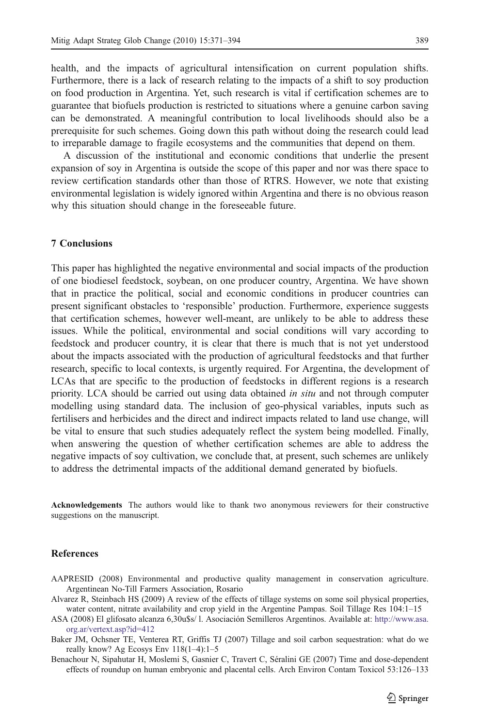health, and the impacts of agricultural intensification on current population shifts. Furthermore, there is a lack of research relating to the impacts of a shift to soy production on food production in Argentina. Yet, such research is vital if certification schemes are to guarantee that biofuels production is restricted to situations where a genuine carbon saving can be demonstrated. A meaningful contribution to local livelihoods should also be a prerequisite for such schemes. Going down this path without doing the research could lead to irreparable damage to fragile ecosystems and the communities that depend on them.

A discussion of the institutional and economic conditions that underlie the present expansion of soy in Argentina is outside the scope of this paper and nor was there space to review certification standards other than those of RTRS. However, we note that existing environmental legislation is widely ignored within Argentina and there is no obvious reason why this situation should change in the foreseeable future.

## 7 Conclusions

This paper has highlighted the negative environmental and social impacts of the production of one biodiesel feedstock, soybean, on one producer country, Argentina. We have shown that in practice the political, social and economic conditions in producer countries can present significant obstacles to 'responsible' production. Furthermore, experience suggests that certification schemes, however well-meant, are unlikely to be able to address these issues. While the political, environmental and social conditions will vary according to feedstock and producer country, it is clear that there is much that is not yet understood about the impacts associated with the production of agricultural feedstocks and that further research, specific to local contexts, is urgently required. For Argentina, the development of LCAs that are specific to the production of feedstocks in different regions is a research priority. LCA should be carried out using data obtained *in situ* and not through computer modelling using standard data. The inclusion of geo-physical variables, inputs such as fertilisers and herbicides and the direct and indirect impacts related to land use change, will be vital to ensure that such studies adequately reflect the system being modelled. Finally, when answering the question of whether certification schemes are able to address the negative impacts of soy cultivation, we conclude that, at present, such schemes are unlikely to address the detrimental impacts of the additional demand generated by biofuels.

**Acknowledgements** The authors would like to thank two anonymous reviewers for their constructive suggestions on the manuscript.

## References

AAPRESID (2008) Environmental and productive quality management in conservation agriculture. Argentinean No-Till Farmers Association, Rosario

Alvarez R, Steinbach HS (2009) A review of the effects of tillage systems on some soil physical properties, water content, nitrate availability and crop yield in the Argentine Pampas. Soil Tillage Res 104:1–15

ASA (2008) El glifosato alcanza 6,30u$s/ l. Asociación Semilleros Argentinos. Available at: http://www.asa.org.ar/vertext.asp?id=412

Baker JM, Ochsner TE, Venterea RT, Griffis TJ (2007) Tillage and soil carbon sequestration: what do we really know? Ag Ecosys Env 118(1–4):1–5

Benachour N, Sipahutar H, Moslemi S, Gasnier C, Travert C, Séralini GE (2007) Time and dose-dependent effects of roundup on human embryonic and placental cells. Arch Environ Contam Toxicol 53:126–133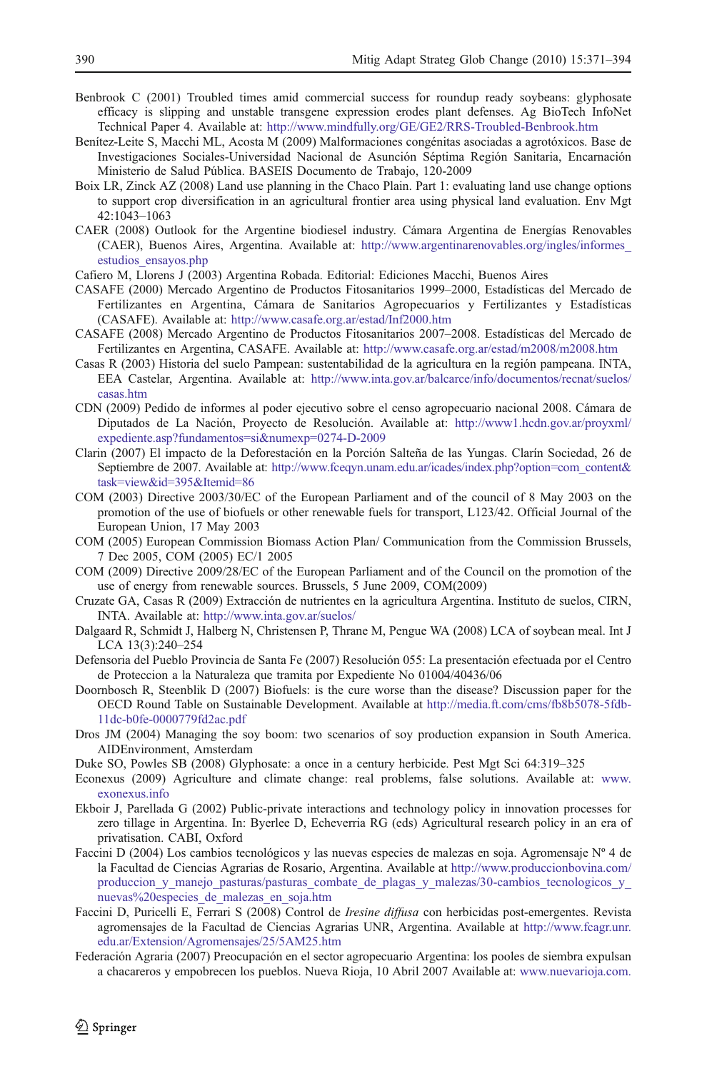Benbrook C (2001) Troubled times amid commercial success for roundup ready soybeans: glyphosate efficacy is slipping and unstable transgene expression erodes plant defenses. Ag BioTech InfoNet Technical Paper 4. Available at: http://www.mindfully.org/GE/GE2/RRS-Troubled-Benbrook.htm

Benítez-Leite S, Macchi ML, Acosta M (2009) Malformaciones congénitas asociadas a agrotóxicos. Base de Investigaciones Sociales-Universidad Nacional de Asunción Séptima Región Sanitaria, Encarnación Ministerio de Salud Pública. BASEIS Documento de Trabajo, 120-2009

Boix LR, Zinck AZ (2008) Land use planning in the Chaco Plain. Part 1: evaluating land use change options to support crop diversification in an agricultural frontier area using physical land evaluation. Env Mgt 42:1043–1063

CAER (2008) Outlook for the Argentine biodiesel industry. Cámara Argentina de Energías Renovables (CAER), Buenos Aires, Argentina. Available at: http://www.argentinarenovables.org/ingles/informes_estudios_ensayos.php

Cafiero M, Llorens J (2003) Argentina Robada. Editorial: Ediciones Macchi, Buenos Aires

CASAFE (2000) Mercado Argentino de Productos Fitosanitarios 1999–2000, Estadísticas del Mercado de Fertilizantes en Argentina, Cámara de Sanitarios Agropecuarios y Fertilizantes y Estadísticas (CASAFE). Available at: http://www.casafe.org.ar/estad/Inf2000.htm

CASAFE (2008) Mercado Argentino de Productos Fitosanitarios 2007–2008. Estadísticas del Mercado de Fertilizantes en Argentina, CASAFE. Available at: http://www.casafe.org.ar/estad/m2008/m2008.htm

Casas R (2003) Historia del suelo Pampean: sustentabilidad de la agricultura en la región pampeana. INTA, EEA Castelar, Argentina. Available at: http://www.inta.gov.ar/balcarce/info/documentos/recnat/suelos/casas.htm

CDN (2009) Pedido de informes al poder ejecutivo sobre el censo agropecuario nacional 2008. Cámara de Diputados de La Nación, Proyecto de Resolución. Available at: http://www1.hcdn.gov.ar/proyxml/expediente.asp?fundamentos=si&numexp=0274-D-2009

Clarin (2007) El impacto de la Deforestación en la Porción Salteña de las Yungas. Clarín Sociedad, 26 de Septiembre de 2007. Available at: http://www.fceqyn.unam.edu.ar/icades/index.php?option=com_content&task=view&id=395&Itemid=86

COM (2003) Directive 2003/30/EC of the European Parliament and of the council of 8 May 2003 on the promotion of the use of biofuels or other renewable fuels for transport, L123/42. Official Journal of the European Union, 17 May 2003

COM (2005) European Commission Biomass Action Plan/ Communication from the Commission Brussels, 7 Dec 2005, COM (2005) EC/1 2005

COM (2009) Directive 2009/28/EC of the European Parliament and of the Council on the promotion of the use of energy from renewable sources. Brussels, 5 June 2009, COM(2009)

Cruzate GA, Casas R (2009) Extracción de nutrientes en la agricultura Argentina. Instituto de suelos, CIRN, INTA. Available at: http://www.inta.gov.ar/suelos/

Dalgaard R, Schmidt J, Halberg N, Christensen P, Thrane M, Pengue WA (2008) LCA of soybean meal. Int J LCA 13(3):240–254

Defensoria del Pueblo Provincia de Santa Fe (2007) Resolución 055: La presentación efectuada por el Centro de Proteccion a la Naturaleza que tramita por Expediente No 01004/40436/06

Doornbosch R, Steenblik D (2007) Biofuels: is the cure worse than the disease? Discussion paper for the OECD Round Table on Sustainable Development. Available at http://media.ft.com/cms/fb8b5078-5fdb-11dc-b0fe-0000779fd2ac.pdf

Dros JM (2004) Managing the soy boom: two scenarios of soy production expansion in South America. AIDEnvironment, Amsterdam

Duke SO, Powles SB (2008) Glyphosate: a once in a century herbicide. Pest Mgt Sci 64:319–325

Econexus (2009) Agriculture and climate change: real problems, false solutions. Available at: www.exonexus.info

Ekboir J, Parellada G (2002) Public-private interactions and technology policy in innovation processes for zero tillage in Argentina. In: Byerlee D, Echeverria RG (eds) Agricultural research policy in an era of privatisation. CABI, Oxford

Faccini D (2004) Los cambios tecnológicos y las nuevas especies de malezas en soja. Agromensaje Nº 4 de la Facultad de Ciencias Agrarias de Rosario, Argentina. Available at http://www.produccionbovina.com/produccion_y_manejo_pasturas/pasturas_combate_de_plagas_y_malezas/30-cambios_tecnologicos_y_nuevas%20especies_de_malezas_en_soja.htm

Faccini D, Puricelli E, Ferrari S (2008) Control de *Iresine diffusa* con herbicidas post-emergentes. Revista agromensajes de la Facultad de Ciencias Agrarias UNR, Argentina. Available at http://www.fcagr.unr.edu.ar/Extension/Agromensajes/25/5AM25.htm

Federación Agraria (2007) Preocupación en el sector agropecuario Argentina: los pooles de siembra expulsan a chacareros y empobrecen los pueblos. Nueva Rioja, 10 Abril 2007 Available at: www.nuevarioja.com.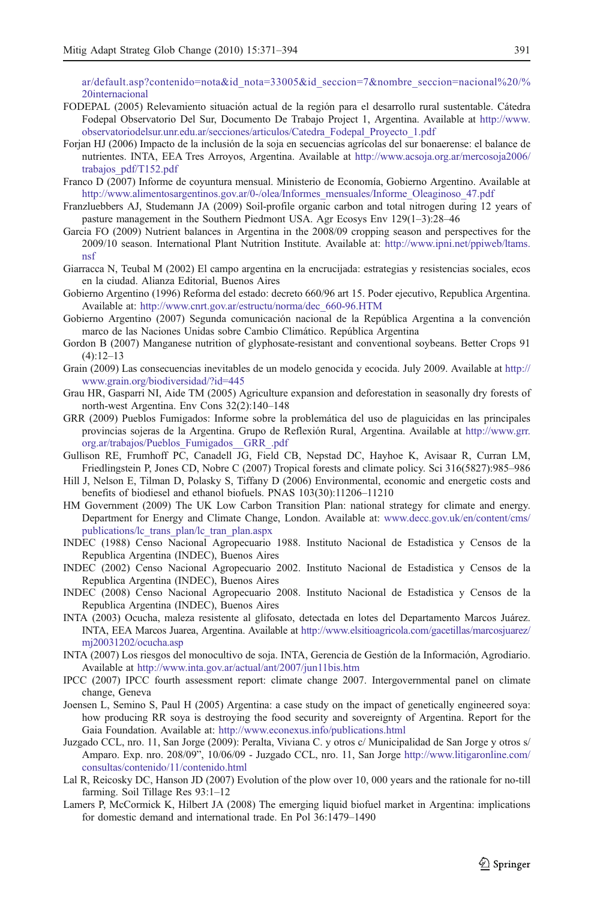ar/default.asp?contenido=nota&id_nota=33005&id_seccion=7&nombre_seccion=nacional%20/%20internacional

FODEPAL (2005) Relevamiento situación actual de la región para el desarrollo rural sustentable. Cátedra Fodepal Observatorio Del Sur, Documento De Trabajo Project 1, Argentina. Available at http://www.observatoriodelsur.unr.edu.ar/secciones/articulos/Catedra_Fodepal_Proyecto_1.pdf

Forjan HJ (2006) Impacto de la inclusión de la soja en secuencias agrícolas del sur bonaerense: el balance de nutrientes. INTA, EEA Tres Arroyos, Argentina. Available at http://www.acsoja.org.ar/mercosoja2006/trabajos_pdf/T152.pdf

Franco D (2007) Informe de coyuntura mensual. Ministerio de Economía, Gobierno Argentino. Available at http://www.alimentosargentinos.gov.ar/0-/olea/Informes_mensuales/Informe_Oleaginoso_47.pdf

Franzluebbers AJ, Studemann JA (2009) Soil-profile organic carbon and total nitrogen during 12 years of pasture management in the Southern Piedmont USA. Agr Ecosys Env 129(1–3):28–46

Garcia FO (2009) Nutrient balances in Argentina in the 2008/09 cropping season and perspectives for the 2009/10 season. International Plant Nutrition Institute. Available at: http://www.ipni.net/ppiweb/ltams.nsf

Giarracca N, Teubal M (2002) El campo argentina en la encrucijada: estrategias y resistencias sociales, ecos en la ciudad. Alianza Editorial, Buenos Aires

Gobierno Argentino (1996) Reforma del estado: decreto 660/96 art 15. Poder ejecutivo, Republica Argentina. Available at: http://www.cnrt.gov.ar/estructu/norma/dec_660-96.HTM

Gobierno Argentino (2007) Segunda comunicación nacional de la República Argentina a la convención marco de las Naciones Unidas sobre Cambio Climático. República Argentina

Gordon B (2007) Manganese nutrition of glyphosate-resistant and conventional soybeans. Better Crops 91 (4):12–13

Grain (2009) Las consecuencias inevitables de un modelo genocida y ecocida. July 2009. Available at http://www.grain.org/biodiversidad/?id=445

Grau HR, Gasparri NI, Aide TM (2005) Agriculture expansion and deforestation in seasonally dry forests of north-west Argentina. Env Cons 32(2):140–148

GRR (2009) Pueblos Fumigados: Informe sobre la problemática del uso de plaguicidas en las principales provincias sojeras de la Argentina. Grupo de Reflexión Rural, Argentina. Available at http://www.grr.org.ar/trabajos/Pueblos_Fumigados__GRR_.pdf

Gullison RE, Frumhoff PC, Canadell JG, Field CB, Nepstad DC, Hayhoe K, Avisaar R, Curran LM, Friedlingstein P, Jones CD, Nobre C (2007) Tropical forests and climate policy. Sci 316(5827):985–986

Hill J, Nelson E, Tilman D, Polasky S, Tiffany D (2006) Environmental, economic and energetic costs and benefits of biodiesel and ethanol biofuels. PNAS 103(30):11206–11210

HM Government (2009) The UK Low Carbon Transition Plan: national strategy for climate and energy. Department for Energy and Climate Change, London. Available at: www.decc.gov.uk/en/content/cms/publications/lc_trans_plan/lc_tran_plan.aspx

INDEC (1988) Censo Nacional Agropecuario 1988. Instituto Nacional de Estadistica y Censos de la Republica Argentina (INDEC), Buenos Aires

INDEC (2002) Censo Nacional Agropecuario 2002. Instituto Nacional de Estadistica y Censos de la Republica Argentina (INDEC), Buenos Aires

INDEC (2008) Censo Nacional Agropecuario 2008. Instituto Nacional de Estadistica y Censos de la Republica Argentina (INDEC), Buenos Aires

INTA (2003) Ocucha, maleza resistente al glifosato, detectada en lotes del Departamento Marcos Juárez. INTA, EEA Marcos Juarea, Argentina. Available at http://www.elsitioagricola.com/gacetillas/marcosjuarez/mj20031202/ocucha.asp

INTA (2007) Los riesgos del monocultivo de soja. INTA, Gerencia de Gestión de la Información, Agrodiario. Available at http://www.inta.gov.ar/actual/ant/2007/jun11bis.htm

IPCC (2007) IPCC fourth assessment report: climate change 2007. Intergovernmental panel on climate change, Geneva

Joensen L, Semino S, Paul H (2005) Argentina: a case study on the impact of genetically engineered soya: how producing RR soya is destroying the food security and sovereignty of Argentina. Report for the Gaia Foundation. Available at: http://www.econexus.info/publications.html

Juzgado CCL, nro. 11, San Jorge (2009): Peralta, Viviana C. y otros c/ Municipalidad de San Jorge y otros s/ Amparo. Exp. nro. 208/09", 10/06/09 - Juzgado CCL, nro. 11, San Jorge http://www.litigaronline.com/consultas/contenido/11/contenido.html

Lal R, Reicosky DC, Hanson JD (2007) Evolution of the plow over 10, 000 years and the rationale for no-till farming. Soil Tillage Res 93:1–12

Lamers P, McCormick K, Hilbert JA (2008) The emerging liquid biofuel market in Argentina: implications for domestic demand and international trade. En Pol 36:1479–1490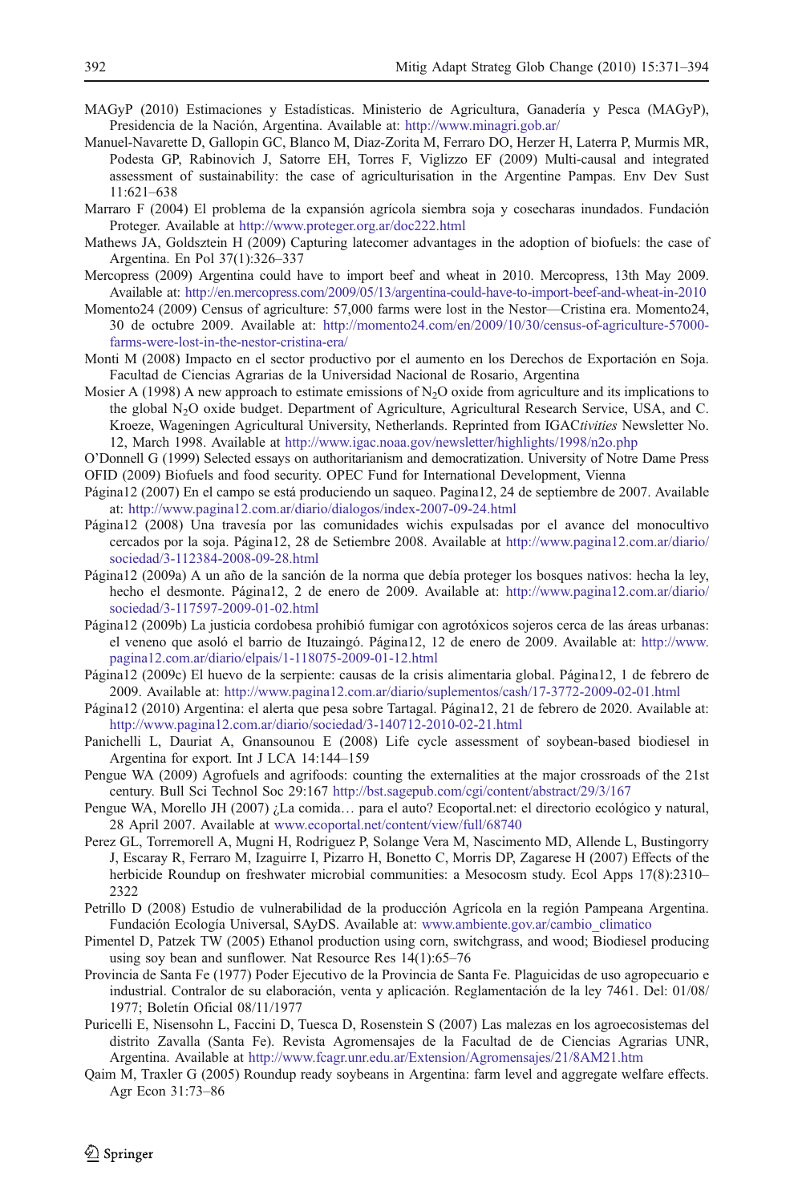MAGyP (2010) Estimaciones y Estadísticas. Ministerio de Agricultura, Ganadería y Pesca (MAGyP), Presidencia de la Nación, Argentina. Available at: http://www.minagri.gob.ar/

Manuel-Navarette D, Gallopin GC, Blanco M, Diaz-Zorita M, Ferraro DO, Herzer H, Laterra P, Murmis MR, Podesta GP, Rabinovich J, Satorre EH, Torres F, Viglizzo EF (2009) Multi-causal and integrated assessment of sustainability: the case of agriculturisation in the Argentine Pampas. Env Dev Sust 11:621–638

Marraro F (2004) El problema de la expansión agrícola siembra soja y cosecharas inundados. Fundación Proteger. Available at http://www.proteger.org.ar/doc222.html

Mathews JA, Goldsztein H (2009) Capturing latecomer advantages in the adoption of biofuels: the case of Argentina. En Pol 37(1):326–337

Mercopress (2009) Argentina could have to import beef and wheat in 2010. Mercopress, 13th May 2009. Available at: http://en.mercopress.com/2009/05/13/argentina-could-have-to-import-beef-and-wheat-in-2010

Momento24 (2009) Census of agriculture: 57,000 farms were lost in the Nestor—Cristina era. Momento24, 30 de octubre 2009. Available at: http://momento24.com/en/2009/10/30/census-of-agriculture-57000-farms-were-lost-in-the-nestor-cristina-era/

Monti M (2008) Impacto en el sector productivo por el aumento en los Derechos de Exportación en Soja. Facultad de Ciencias Agrarias de la Universidad Nacional de Rosario, Argentina

Mosier A (1998) A new approach to estimate emissions of $N_2O$ oxide from agriculture and its implications to the global $N_2O$ oxide budget. Department of Agriculture, Agricultural Research Service, USA, and C. Kroeze, Wageningen Agricultural University, Netherlands. Reprinted from IGAC*tivities* Newsletter No. 12, March 1998. Available at http://www.igac.noaa.gov/newsletter/highlights/1998/n2o.php

O'Donnell G (1999) Selected essays on authoritarianism and democratization. University of Notre Dame Press

OFID (2009) Biofuels and food security. OPEC Fund for International Development, Vienna

Página12 (2007) En el campo se está produciendo un saqueo. Pagina12, 24 de septiembre de 2007. Available at: http://www.pagina12.com.ar/diario/dialogos/index-2007-09-24.html

Página12 (2008) Una travesía por las comunidades wichis expulsadas por el avance del monocultivo cercados por la soja. Página12, 28 de Setiembre 2008. Available at http://www.pagina12.com.ar/diario/sociedad/3-112384-2008-09-28.html

Página12 (2009a) A un año de la sanción de la norma que debía proteger los bosques nativos: hecha la ley, hecho el desmonte. Página12, 2 de enero de 2009. Available at: http://www.pagina12.com.ar/diario/sociedad/3-117597-2009-01-02.html

Página12 (2009b) La justicia cordobesa prohibió fumigar con agrotóxicos sojeros cerca de las áreas urbanas: el veneno que asoló el barrio de Ituzaingó. Página12, 12 de enero de 2009. Available at: http://www.pagina12.com.ar/diario/elpais/1-118075-2009-01-12.html

Página12 (2009c) El huevo de la serpiente: causas de la crisis alimentaria global. Página12, 1 de febrero de 2009. Available at: http://www.pagina12.com.ar/diario/suplementos/cash/17-3772-2009-02-01.html

Página12 (2010) Argentina: el alerta que pesa sobre Tartagal. Página12, 21 de febrero de 2020. Available at: http://www.pagina12.com.ar/diario/sociedad/3-140712-2010-02-21.html

Panichelli L, Dauriat A, Gnansounou E (2008) Life cycle assessment of soybean-based biodiesel in Argentina for export. Int J LCA 14:144–159

Pengue WA (2009) Agrofuels and agrifoods: counting the externalities at the major crossroads of the 21st century. Bull Sci Technol Soc 29:167 http://bst.sagepub.com/cgi/content/abstract/29/3/167

Pengue WA, Morello JH (2007) ¿La comida… para el auto? Ecoportal.net: el directorio ecológico y natural, 28 April 2007. Available at www.ecoportal.net/content/view/full/68740

Perez GL, Torremorell A, Mugni H, Rodriguez P, Solange Vera M, Nascimento MD, Allende L, Bustingorry J, Escaray R, Ferraro M, Izaguirre I, Pizarro H, Bonetto C, Morris DP, Zagarese H (2007) Effects of the herbicide Roundup on freshwater microbial communities: a Mesocosm study. Ecol Apps 17(8):2310–2322

Petrillo D (2008) Estudio de vulnerabilidad de la producción Agrícola en la región Pampeana Argentina. Fundación Ecología Universal, SAyDS. Available at: www.ambiente.gov.ar/cambio_climatico

Pimentel D, Patzek TW (2005) Ethanol production using corn, switchgrass, and wood; Biodiesel producing using soy bean and sunflower. Nat Resource Res 14(1):65–76

Provincia de Santa Fe (1977) Poder Ejecutivo de la Provincia de Santa Fe. Plaguicidas de uso agropecuario e industrial. Contralor de su elaboración, venta y aplicación. Reglamentación de la ley 7461. Del: 01/08/1977; Boletín Oficial 08/11/1977

Puricelli E, Nisensohn L, Faccini D, Tuesca D, Rosenstein S (2007) Las malezas en los agroecosistemas del distrito Zavalla (Santa Fe). Revista Agromensajes de la Facultad de de Ciencias Agrarias UNR, Argentina. Available at http://www.fcagr.unr.edu.ar/Extension/Agromensajes/21/8AM21.htm

Qaim M, Traxler G (2005) Roundup ready soybeans in Argentina: farm level and aggregate welfare effects. Agr Econ 31:73–86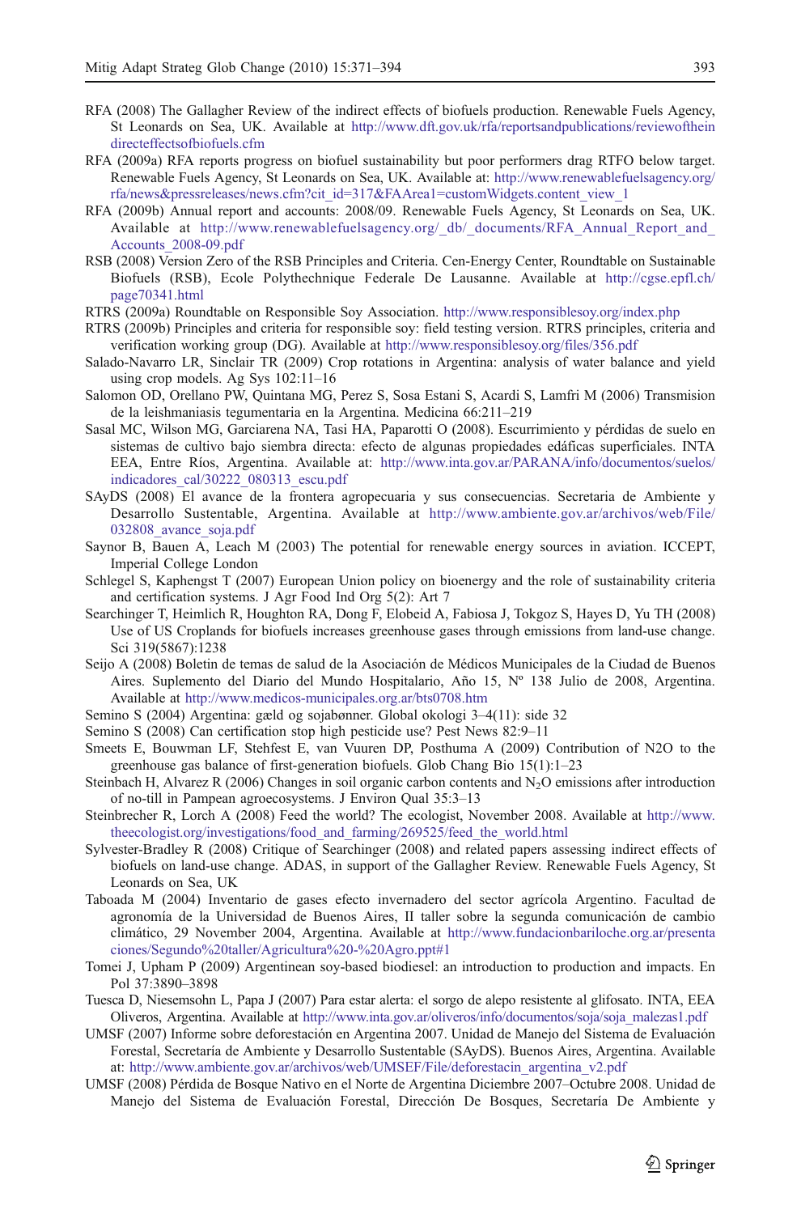RFA (2008) The Gallagher Review of the indirect effects of biofuels production. Renewable Fuels Agency, St Leonards on Sea, UK. Available at http://www.dft.gov.uk/rfa/reportsandpublications/reviewoftheindirecteffectsofbiofuels.cfm

RFA (2009a) RFA reports progress on biofuel sustainability but poor performers drag RTFO below target. Renewable Fuels Agency, St Leonards on Sea, UK. Available at: http://www.renewablefuelsagency.org/rfa/news&pressreleases/news.cfm?cit_id=317&FAArea1=customWidgets.content_view_1

RFA (2009b) Annual report and accounts: 2008/09. Renewable Fuels Agency, St Leonards on Sea, UK. Available at http://www.renewablefuelsagency.org/_db/_documents/RFA_Annual_Report_and_Accounts_2008-09.pdf

RSB (2008) Version Zero of the RSB Principles and Criteria. Cen-Energy Center, Roundtable on Sustainable Biofuels (RSB), Ecole Polythechnique Federale De Lausanne. Available at http://cgse.epfl.ch/page70341.html

RTRS (2009a) Roundtable on Responsible Soy Association. http://www.responsiblesoy.org/index.php

RTRS (2009b) Principles and criteria for responsible soy: field testing version. RTRS principles, criteria and verification working group (DG). Available at http://www.responsiblesoy.org/files/356.pdf

Salado-Navarro LR, Sinclair TR (2009) Crop rotations in Argentina: analysis of water balance and yield using crop models. Ag Sys 102:11–16

Salomon OD, Orellano PW, Quintana MG, Perez S, Sosa Estani S, Acardi S, Lamfri M (2006) Transmision de la leishmaniasis tegumentaria en la Argentina. Medicina 66:211–219

Sasal MC, Wilson MG, Garciarena NA, Tasi HA, Paparotti O (2008). Escurrimiento y pérdidas de suelo en sistemas de cultivo bajo siembra directa: efecto de algunas propiedades edáficas superficiales. INTA EEA, Entre Ríos, Argentina. Available at: http://www.inta.gov.ar/PARANA/info/documentos/suelos/indicadores_cal/30222_080313_escu.pdf

SAyDS (2008) El avance de la frontera agropecuaria y sus consecuencias. Secretaria de Ambiente y Desarrollo Sustentable, Argentina. Available at http://www.ambiente.gov.ar/archivos/web/File/032808_avance_soja.pdf

Saynor B, Bauen A, Leach M (2003) The potential for renewable energy sources in aviation. ICCEPT, Imperial College London

Schlegel S, Kaphengst T (2007) European Union policy on bioenergy and the role of sustainability criteria and certification systems. J Agr Food Ind Org 5(2): Art 7

Searchinger T, Heimlich R, Houghton RA, Dong F, Elobeid A, Fabiosa J, Tokgoz S, Hayes D, Yu TH (2008) Use of US Croplands for biofuels increases greenhouse gases through emissions from land-use change. Sci 319(5867):1238

Seijo A (2008) Boletin de temas de salud de la Asociación de Médicos Municipales de la Ciudad de Buenos Aires. Suplemento del Diario del Mundo Hospitalario, Año 15, Nº 138 Julio de 2008, Argentina. Available at http://www.medicos-municipales.org.ar/bts0708.htm

Semino S (2004) Argentina: gæld og sojabønner. Global okologi 3–4(11): side 32

Semino S (2008) Can certification stop high pesticide use? Pest News 82:9–11

Smeets E, Bouwman LF, Stehfest E, van Vuuren DP, Posthuma A (2009) Contribution of N2O to the greenhouse gas balance of first-generation biofuels. Glob Chang Bio 15(1):1–23

Steinbach H, Alvarez R (2006) Changes in soil organic carbon contents and $N_2O$ emissions after introduction of no-till in Pampean agroecosystems. J Environ Qual 35:3–13

Steinbrecher R, Lorch A (2008) Feed the world? The ecologist, November 2008. Available at http://www.theecologist.org/investigations/food_and_farming/269525/feed_the_world.html

Sylvester-Bradley R (2008) Critique of Searchinger (2008) and related papers assessing indirect effects of biofuels on land-use change. ADAS, in support of the Gallagher Review. Renewable Fuels Agency, St Leonards on Sea, UK

Taboada M (2004) Inventario de gases efecto invernadero del sector agrícola Argentino. Facultad de agronomía de la Universidad de Buenos Aires, II taller sobre la segunda comunicación de cambio climático, 29 November 2004, Argentina. Available at http://www.fundacionbariloche.org.ar/presentaciones/Segundo%20taller/Agricultura%20-%20Agro.ppt#1

Tomei J, Upham P (2009) Argentinean soy-based biodiesel: an introduction to production and impacts. En Pol 37:3890–3898

Tuesca D, Niesemsohn L, Papa J (2007) Para estar alerta: el sorgo de alepo resistente al glifosato. INTA, EEA Oliveros, Argentina. Available at http://www.inta.gov.ar/oliveros/info/documentos/soja/soja_malezas1.pdf

UMSF (2007) Informe sobre deforestación en Argentina 2007. Unidad de Manejo del Sistema de Evaluación Forestal, Secretaría de Ambiente y Desarrollo Sustentable (SAyDS). Buenos Aires, Argentina. Available at: http://www.ambiente.gov.ar/archivos/web/UMSEF/File/deforestacin_argentina_v2.pdf

UMSF (2008) Pérdida de Bosque Nativo en el Norte de Argentina Diciembre 2007–Octubre 2008. Unidad de Manejo del Sistema de Evaluación Forestal, Dirección De Bosques, Secretaría De Ambiente y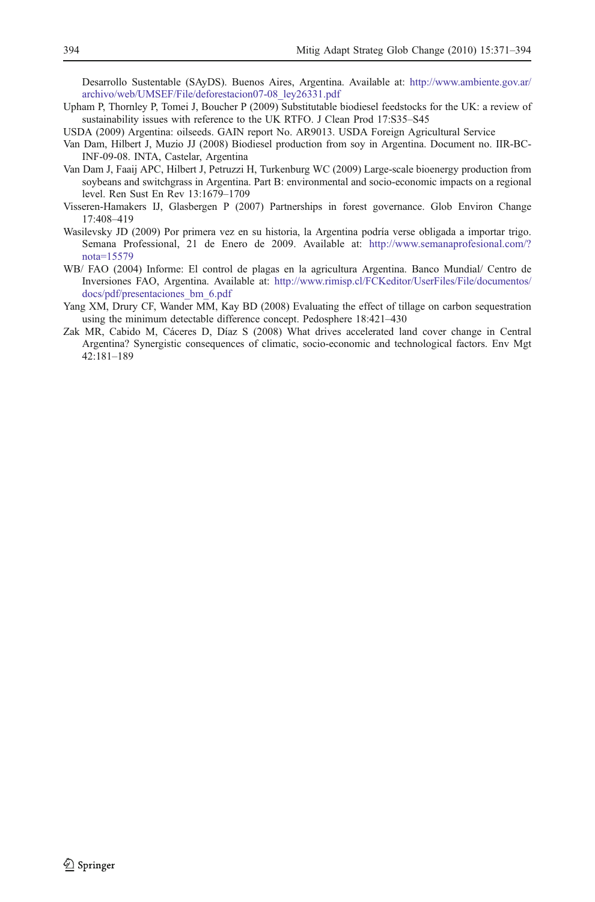Desarrollo Sustentable (SAyDS). Buenos Aires, Argentina. Available at: http://www.ambiente.gov.ar/archivo/web/UMSEF/File/deforestacion07-08_ley26331.pdf

Upham P, Thornley P, Tomei J, Boucher P (2009) Substitutable biodiesel feedstocks for the UK: a review of sustainability issues with reference to the UK RTFO. J Clean Prod 17:S35–S45

USDA (2009) Argentina: oilseeds. GAIN report No. AR9013. USDA Foreign Agricultural Service

Van Dam, Hilbert J, Muzio JJ (2008) Biodiesel production from soy in Argentina. Document no. IIR-BC-INF-09-08. INTA, Castelar, Argentina

Van Dam J, Faaij APC, Hilbert J, Petruzzi H, Turkenburg WC (2009) Large-scale bioenergy production from soybeans and switchgrass in Argentina. Part B: environmental and socio-economic impacts on a regional level. Ren Sust En Rev 13:1679–1709

Visseren-Hamakers IJ, Glasbergen P (2007) Partnerships in forest governance. Glob Environ Change 17:408–419

Wasilevsky JD (2009) Por primera vez en su historia, la Argentina podría verse obligada a importar trigo. Semana Professional, 21 de Enero de 2009. Available at: http://www.semanaprofesional.com/?nota=15579

WB/ FAO (2004) Informe: El control de plagas en la agricultura Argentina. Banco Mundial/ Centro de Inversiones FAO, Argentina. Available at: http://www.rimisp.cl/FCKeditor/UserFiles/File/documentos/docs/pdf/presentaciones_bm_6.pdf

Yang XM, Drury CF, Wander MM, Kay BD (2008) Evaluating the effect of tillage on carbon sequestration using the minimum detectable difference concept. Pedosphere 18:421–430

Zak MR, Cabido M, Cáceres D, Díaz S (2008) What drives accelerated land cover change in Central Argentina? Synergistic consequences of climatic, socio-economic and technological factors. Env Mgt 42:181–189